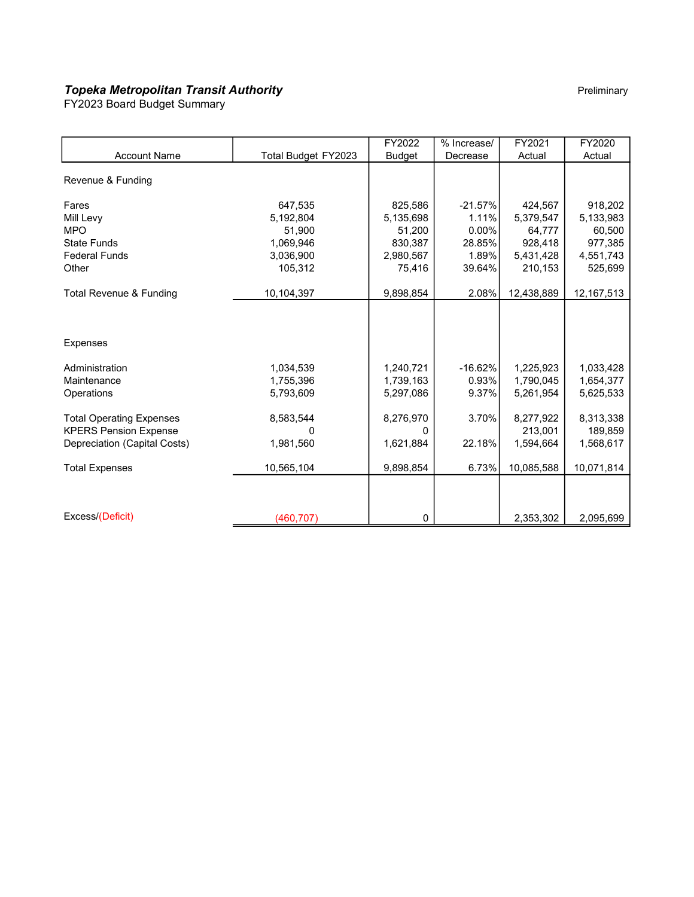***Topeka Metropolitan Transit Authority***

FY2023 Board Budget Summary

Preliminary

| Account Name | Total Budget FY2023 | FY2022 Budget | % Increase/ Decrease | FY2021 Actual | FY2020 Actual |
|---|---|---|---|---|---|
| Revenue & Funding | | | | | |
| Fares | 647,535 | 825,586 | -21.57% | 424,567 | 918,202 |
| Mill Levy | 5,192,804 | 5,135,698 | 1.11% | 5,379,547 | 5,133,983 |
| MPO | 51,900 | 51,200 | 0.00% | 64,777 | 60,500 |
| State Funds | 1,069,946 | 830,387 | 28.85% | 928,418 | 977,385 |
| Federal Funds | 3,036,900 | 2,980,567 | 1.89% | 5,431,428 | 4,551,743 |
| Other | 105,312 | 75,416 | 39.64% | 210,153 | 525,699 |
| Total Revenue & Funding | 10,104,397 | 9,898,854 | 2.08% | 12,438,889 | 12,167,513 |
| Expenses | | | | | |
| Administration | 1,034,539 | 1,240,721 | -16.62% | 1,225,923 | 1,033,428 |
| Maintenance | 1,755,396 | 1,739,163 | 0.93% | 1,790,045 | 1,654,377 |
| Operations | 5,793,609 | 5,297,086 | 9.37% | 5,261,954 | 5,625,533 |
| Total Operating Expenses | 8,583,544 | 8,276,970 | 3.70% | 8,277,922 | 8,313,338 |
| KPERS Pension Expense | 0 | 0 | | 213,001 | 189,859 |
| Depreciation (Capital Costs) | 1,981,560 | 1,621,884 | 22.18% | 1,594,664 | 1,568,617 |
| Total Expenses | 10,565,104 | 9,898,854 | 6.73% | 10,085,588 | 10,071,814 |
| Excess/(Deficit) | (460,707) | 0 | | 2,353,302 | 2,095,699 |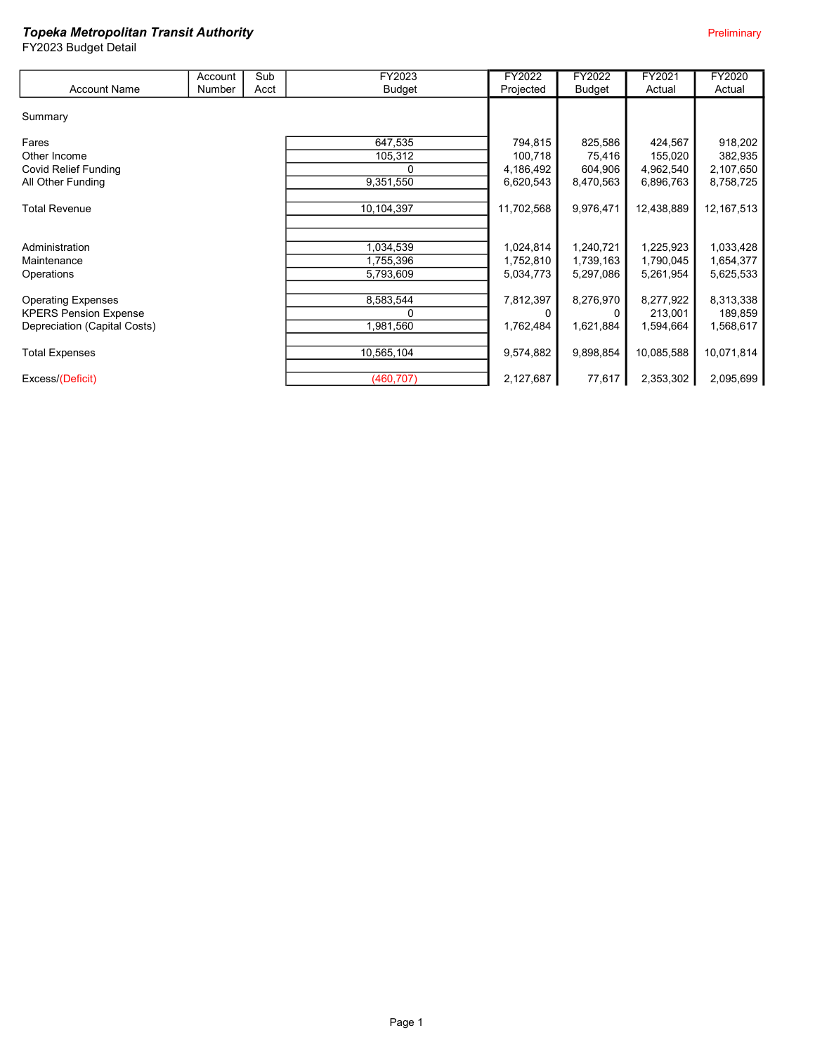***Topeka Metropolitan Transit Authority***

FY2023 Budget Detail

Preliminary

| Account Name | Account Number | Sub Acct | FY2023 Budget | FY2022 Projected | FY2022 Budget | FY2021 Actual | FY2020 Actual |
|---|---|---|---|---|---|---|---|
| Summary | | | | | | | |
| Fares | | | 647,535 | 794,815 | 825,586 | 424,567 | 918,202 |
| Other Income | | | 105,312 | 100,718 | 75,416 | 155,020 | 382,935 |
| Covid Relief Funding | | | 0 | 4,186,492 | 604,906 | 4,962,540 | 2,107,650 |
| All Other Funding | | | 9,351,550 | 6,620,543 | 8,470,563 | 6,896,763 | 8,758,725 |
| Total Revenue | | | 10,104,397 | 11,702,568 | 9,976,471 | 12,438,889 | 12,167,513 |
| Administration | | | 1,034,539 | 1,024,814 | 1,240,721 | 1,225,923 | 1,033,428 |
| Maintenance | | | 1,755,396 | 1,752,810 | 1,739,163 | 1,790,045 | 1,654,377 |
| Operations | | | 5,793,609 | 5,034,773 | 5,297,086 | 5,261,954 | 5,625,533 |
| Operating Expenses | | | 8,583,544 | 7,812,397 | 8,276,970 | 8,277,922 | 8,313,338 |
| KPERS Pension Expense | | | 0 | 0 | 0 | 213,001 | 189,859 |
| Depreciation (Capital Costs) | | | 1,981,560 | 1,762,484 | 1,621,884 | 1,594,664 | 1,568,617 |
| Total Expenses | | | 10,565,104 | 9,574,882 | 9,898,854 | 10,085,588 | 10,071,814 |
| Excess/(Deficit) | | | (460,707) | 2,127,687 | 77,617 | 2,353,302 | 2,095,699 |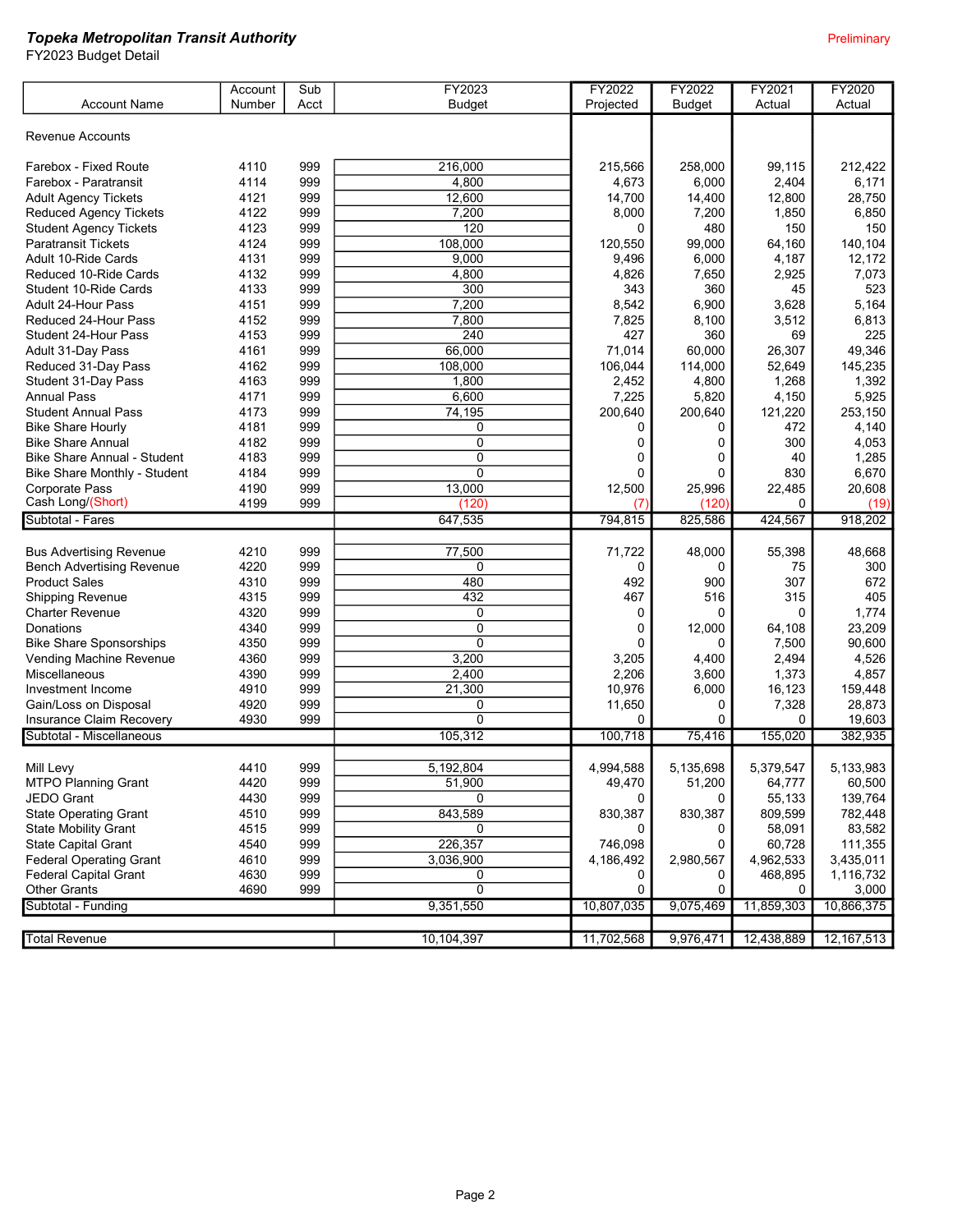**_Topeka Metropolitan Transit Authority_**

FY2023 Budget Detail

Preliminary

| Account Name | Account Number | Sub Acct | FY2023 Budget | FY2022 Projected | FY2022 Budget | FY2021 Actual | FY2020 Actual |
|---|---|---|---|---|---|---|---|
| Revenue Accounts | | | | | | | |
| Farebox - Fixed Route | 4110 | 999 | 216,000 | 215,566 | 258,000 | 99,115 | 212,422 |
| Farebox - Paratransit | 4114 | 999 | 4,800 | 4,673 | 6,000 | 2,404 | 6,171 |
| Adult Agency Tickets | 4121 | 999 | 12,600 | 14,700 | 14,400 | 12,800 | 28,750 |
| Reduced Agency Tickets | 4122 | 999 | 7,200 | 8,000 | 7,200 | 1,850 | 6,850 |
| Student Agency Tickets | 4123 | 999 | 120 | 0 | 480 | 150 | 150 |
| Paratransit Tickets | 4124 | 999 | 108,000 | 120,550 | 99,000 | 64,160 | 140,104 |
| Adult 10-Ride Cards | 4131 | 999 | 9,000 | 9,496 | 6,000 | 4,187 | 12,172 |
| Reduced 10-Ride Cards | 4132 | 999 | 4,800 | 4,826 | 7,650 | 2,925 | 7,073 |
| Student 10-Ride Cards | 4133 | 999 | 300 | 343 | 360 | 45 | 523 |
| Adult 24-Hour Pass | 4151 | 999 | 7,200 | 8,542 | 6,900 | 3,628 | 5,164 |
| Reduced 24-Hour Pass | 4152 | 999 | 7,800 | 7,825 | 8,100 | 3,512 | 6,813 |
| Student 24-Hour Pass | 4153 | 999 | 240 | 427 | 360 | 69 | 225 |
| Adult 31-Day Pass | 4161 | 999 | 66,000 | 71,014 | 60,000 | 26,307 | 49,346 |
| Reduced 31-Day Pass | 4162 | 999 | 108,000 | 106,044 | 114,000 | 52,649 | 145,235 |
| Student 31-Day Pass | 4163 | 999 | 1,800 | 2,452 | 4,800 | 1,268 | 1,392 |
| Annual Pass | 4171 | 999 | 6,600 | 7,225 | 5,820 | 4,150 | 5,925 |
| Student Annual Pass | 4173 | 999 | 74,195 | 200,640 | 200,640 | 121,220 | 253,150 |
| Bike Share Hourly | 4181 | 999 | 0 | 0 | 0 | 472 | 4,140 |
| Bike Share Annual | 4182 | 999 | 0 | 0 | 0 | 300 | 4,053 |
| Bike Share Annual - Student | 4183 | 999 | 0 | 0 | 0 | 40 | 1,285 |
| Bike Share Monthly - Student | 4184 | 999 | 0 | 0 | 0 | 830 | 6,670 |
| Corporate Pass | 4190 | 999 | 13,000 | 12,500 | 25,996 | 22,485 | 20,608 |
| Cash Long/(Short) | 4199 | 999 | (120) | (7) | (120) | 0 | (19) |
| Subtotal - Fares | | | 647,535 | 794,815 | 825,586 | 424,567 | 918,202 |
| Bus Advertising Revenue | 4210 | 999 | 77,500 | 71,722 | 48,000 | 55,398 | 48,668 |
| Bench Advertising Revenue | 4220 | 999 | 0 | 0 | 0 | 75 | 300 |
| Product Sales | 4310 | 999 | 480 | 492 | 900 | 307 | 672 |
| Shipping Revenue | 4315 | 999 | 432 | 467 | 516 | 315 | 405 |
| Charter Revenue | 4320 | 999 | 0 | 0 | 0 | 0 | 1,774 |
| Donations | 4340 | 999 | 0 | 0 | 12,000 | 64,108 | 23,209 |
| Bike Share Sponsorships | 4350 | 999 | 0 | 0 | 0 | 7,500 | 90,600 |
| Vending Machine Revenue | 4360 | 999 | 3,200 | 3,205 | 4,400 | 2,494 | 4,526 |
| Miscellaneous | 4390 | 999 | 2,400 | 2,206 | 3,600 | 1,373 | 4,857 |
| Investment Income | 4910 | 999 | 21,300 | 10,976 | 6,000 | 16,123 | 159,448 |
| Gain/Loss on Disposal | 4920 | 999 | 0 | 11,650 | 0 | 7,328 | 28,873 |
| Insurance Claim Recovery | 4930 | 999 | 0 | 0 | 0 | 0 | 19,603 |
| Subtotal - Miscellaneous | | | 105,312 | 100,718 | 75,416 | 155,020 | 382,935 |
| Mill Levy | 4410 | 999 | 5,192,804 | 4,994,588 | 5,135,698 | 5,379,547 | 5,133,983 |
| MTPO Planning Grant | 4420 | 999 | 51,900 | 49,470 | 51,200 | 64,777 | 60,500 |
| JEDO Grant | 4430 | 999 | 0 | 0 | 0 | 55,133 | 139,764 |
| State Operating Grant | 4510 | 999 | 843,589 | 830,387 | 830,387 | 809,599 | 782,448 |
| State Mobility Grant | 4515 | 999 | 0 | 0 | 0 | 58,091 | 83,582 |
| State Capital Grant | 4540 | 999 | 226,357 | 746,098 | 0 | 60,728 | 111,355 |
| Federal Operating Grant | 4610 | 999 | 3,036,900 | 4,186,492 | 2,980,567 | 4,962,533 | 3,435,011 |
| Federal Capital Grant | 4630 | 999 | 0 | 0 | 0 | 468,895 | 1,116,732 |
| Other Grants | 4690 | 999 | 0 | 0 | 0 | 0 | 3,000 |
| Subtotal - Funding | | | 9,351,550 | 10,807,035 | 9,075,469 | 11,859,303 | 10,866,375 |
| Total Revenue | | | 10,104,397 | 11,702,568 | 9,976,471 | 12,438,889 | 12,167,513 |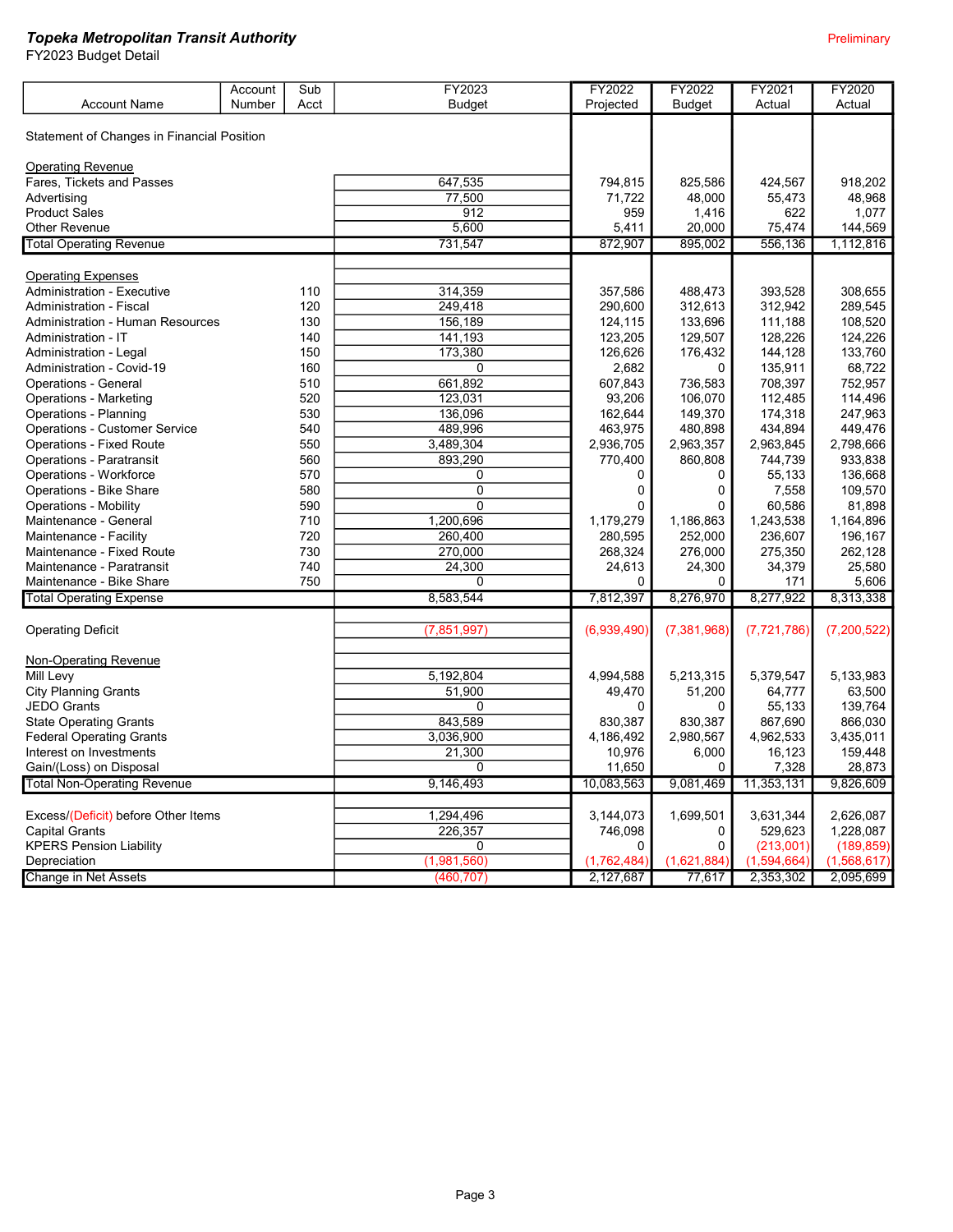**_Topeka Metropolitan Transit Authority_**

FY2023 Budget Detail

Preliminary

| Account Name | Account Number | Sub Acct | FY2023 Budget | FY2022 Projected | FY2022 Budget | FY2021 Actual | FY2020 Actual |
|---|---|---|---|---|---|---|---|
| Statement of Changes in Financial Position | | | | | | | |
| Operating Revenue | | | | | | | |
| Fares, Tickets and Passes | | | 647,535 | 794,815 | 825,586 | 424,567 | 918,202 |
| Advertising | | | 77,500 | 71,722 | 48,000 | 55,473 | 48,968 |
| Product Sales | | | 912 | 959 | 1,416 | 622 | 1,077 |
| Other Revenue | | | 5,600 | 5,411 | 20,000 | 75,474 | 144,569 |
| Total Operating Revenue | | | 731,547 | 872,907 | 895,002 | 556,136 | 1,112,816 |
| Operating Expenses | | | | | | | |
| Administration - Executive | | 110 | 314,359 | 357,586 | 488,473 | 393,528 | 308,655 |
| Administration - Fiscal | | 120 | 249,418 | 290,600 | 312,613 | 312,942 | 289,545 |
| Administration - Human Resources | | 130 | 156,189 | 124,115 | 133,696 | 111,188 | 108,520 |
| Administration - IT | | 140 | 141,193 | 123,205 | 129,507 | 128,226 | 124,226 |
| Administration - Legal | | 150 | 173,380 | 126,626 | 176,432 | 144,128 | 133,760 |
| Administration - Covid-19 | | 160 | 0 | 2,682 | 0 | 135,911 | 68,722 |
| Operations - General | | 510 | 661,892 | 607,843 | 736,583 | 708,397 | 752,957 |
| Operations - Marketing | | 520 | 123,031 | 93,206 | 106,070 | 112,485 | 114,496 |
| Operations - Planning | | 530 | 136,096 | 162,644 | 149,370 | 174,318 | 247,963 |
| Operations - Customer Service | | 540 | 489,996 | 463,975 | 480,898 | 434,894 | 449,476 |
| Operations - Fixed Route | | 550 | 3,489,304 | 2,936,705 | 2,963,357 | 2,963,845 | 2,798,666 |
| Operations - Paratransit | | 560 | 893,290 | 770,400 | 860,808 | 744,739 | 933,838 |
| Operations - Workforce | | 570 | 0 | 0 | 0 | 55,133 | 136,668 |
| Operations - Bike Share | | 580 | 0 | 0 | 0 | 7,558 | 109,570 |
| Operations - Mobility | | 590 | 0 | 0 | 0 | 60,586 | 81,898 |
| Maintenance - General | | 710 | 1,200,696 | 1,179,279 | 1,186,863 | 1,243,538 | 1,164,896 |
| Maintenance - Facility | | 720 | 260,400 | 280,595 | 252,000 | 236,607 | 196,167 |
| Maintenance - Fixed Route | | 730 | 270,000 | 268,324 | 276,000 | 275,350 | 262,128 |
| Maintenance - Paratransit | | 740 | 24,300 | 24,613 | 24,300 | 34,379 | 25,580 |
| Maintenance - Bike Share | | 750 | 0 | 0 | 0 | 171 | 5,606 |
| Total Operating Expense | | | 8,583,544 | 7,812,397 | 8,276,970 | 8,277,922 | 8,313,338 |
| Operating Deficit | | | (7,851,997) | (6,939,490) | (7,381,968) | (7,721,786) | (7,200,522) |
| Non-Operating Revenue | | | | | | | |
| Mill Levy | | | 5,192,804 | 4,994,588 | 5,213,315 | 5,379,547 | 5,133,983 |
| City Planning Grants | | | 51,900 | 49,470 | 51,200 | 64,777 | 63,500 |
| JEDO Grants | | | 0 | 0 | 0 | 55,133 | 139,764 |
| State Operating Grants | | | 843,589 | 830,387 | 830,387 | 867,690 | 866,030 |
| Federal Operating Grants | | | 3,036,900 | 4,186,492 | 2,980,567 | 4,962,533 | 3,435,011 |
| Interest on Investments | | | 21,300 | 10,976 | 6,000 | 16,123 | 159,448 |
| Gain/(Loss) on Disposal | | | 0 | 11,650 | 0 | 7,328 | 28,873 |
| Total Non-Operating Revenue | | | 9,146,493 | 10,083,563 | 9,081,469 | 11,353,131 | 9,826,609 |
| Excess/(Deficit) before Other Items | | | 1,294,496 | 3,144,073 | 1,699,501 | 3,631,344 | 2,626,087 |
| Capital Grants | | | 226,357 | 746,098 | 0 | 529,623 | 1,228,087 |
| KPERS Pension Liability | | | 0 | 0 | 0 | (213,001) | (189,859) |
| Depreciation | | | (1,981,560) | (1,762,484) | (1,621,884) | (1,594,664) | (1,568,617) |
| Change in Net Assets | | | (460,707) | 2,127,687 | 77,617 | 2,353,302 | 2,095,699 |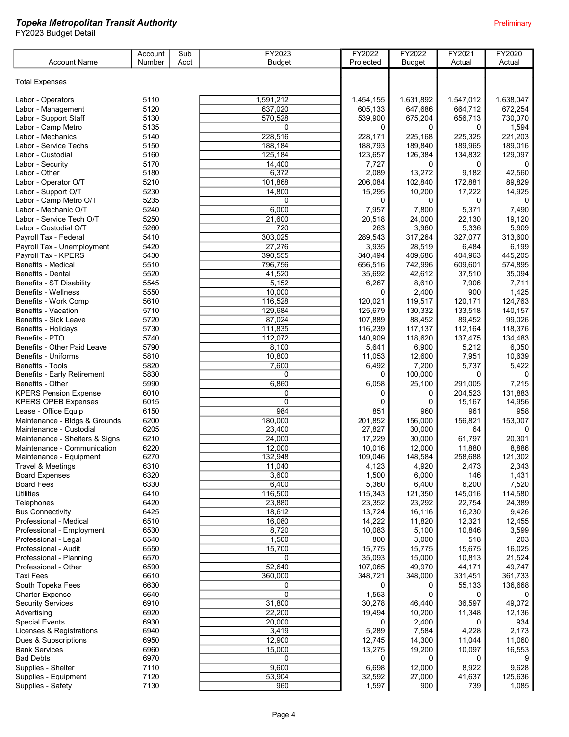***Topeka Metropolitan Transit Authority***

FY2023 Budget Detail

Preliminary

| Account Name | Account Number | Sub Acct | FY2023 Budget | FY2022 Projected | FY2022 Budget | FY2021 Actual | FY2020 Actual |
|---|---|---|---|---|---|---|---|
| Total Expenses | | | | | | | |
| Labor - Operators | 5110 | | 1,591,212 | 1,454,155 | 1,631,892 | 1,547,012 | 1,638,047 |
| Labor - Management | 5120 | | 637,020 | 605,133 | 647,686 | 664,712 | 672,254 |
| Labor - Support Staff | 5130 | | 570,528 | 539,900 | 675,204 | 656,713 | 730,070 |
| Labor - Camp Metro | 5135 | | 0 | 0 | 0 | 0 | 1,594 |
| Labor - Mechanics | 5140 | | 228,516 | 228,171 | 225,168 | 225,325 | 221,203 |
| Labor - Service Techs | 5150 | | 188,184 | 188,793 | 189,840 | 189,965 | 189,016 |
| Labor - Custodial | 5160 | | 125,184 | 123,657 | 126,384 | 134,832 | 129,097 |
| Labor - Security | 5170 | | 14,400 | 7,727 | 0 | 0 | 0 |
| Labor - Other | 5180 | | 6,372 | 2,089 | 13,272 | 9,182 | 42,560 |
| Labor - Operator O/T | 5210 | | 101,868 | 206,084 | 102,840 | 172,881 | 89,829 |
| Labor - Support O/T | 5230 | | 14,800 | 15,295 | 10,200 | 17,222 | 14,925 |
| Labor - Camp Metro O/T | 5235 | | 0 | 0 | 0 | 0 | 0 |
| Labor - Mechanic O/T | 5240 | | 6,000 | 7,957 | 7,800 | 5,371 | 7,490 |
| Labor - Service Tech O/T | 5250 | | 21,600 | 20,518 | 24,000 | 22,130 | 19,120 |
| Labor - Custodial O/T | 5260 | | 720 | 263 | 3,960 | 5,336 | 5,909 |
| Payroll Tax - Federal | 5410 | | 303,025 | 289,543 | 317,264 | 327,077 | 313,600 |
| Payroll Tax - Unemployment | 5420 | | 27,276 | 3,935 | 28,519 | 6,484 | 6,199 |
| Payroll Tax - KPERS | 5430 | | 390,555 | 340,494 | 409,686 | 404,963 | 445,205 |
| Benefits - Medical | 5510 | | 796,756 | 656,516 | 742,996 | 609,601 | 574,895 |
| Benefits - Dental | 5520 | | 41,520 | 35,692 | 42,612 | 37,510 | 35,094 |
| Benefits - ST Disability | 5545 | | 5,152 | 6,267 | 8,610 | 7,906 | 7,711 |
| Benefits - Wellness | 5550 | | 10,000 | 0 | 2,400 | 900 | 1,425 |
| Benefits - Work Comp | 5610 | | 116,528 | 120,021 | 119,517 | 120,171 | 124,763 |
| Benefits - Vacation | 5710 | | 129,684 | 125,679 | 130,332 | 133,518 | 140,157 |
| Benefits - Sick Leave | 5720 | | 87,024 | 107,889 | 88,452 | 89,452 | 99,026 |
| Benefits - Holidays | 5730 | | 111,835 | 116,239 | 117,137 | 112,164 | 118,376 |
| Benefits - PTO | 5740 | | 112,072 | 140,909 | 118,620 | 137,475 | 134,483 |
| Benefits - Other Paid Leave | 5790 | | 8,100 | 5,641 | 6,900 | 5,212 | 6,050 |
| Benefits - Uniforms | 5810 | | 10,800 | 11,053 | 12,600 | 7,951 | 10,639 |
| Benefits - Tools | 5820 | | 7,600 | 6,492 | 7,200 | 5,737 | 5,422 |
| Benefits - Early Retirement | 5830 | | 0 | 0 | 100,000 | 0 | 0 |
| Benefits - Other | 5990 | | 6,860 | 6,058 | 25,100 | 291,005 | 7,215 |
| KPERS Pension Expense | 6010 | | 0 | 0 | 0 | 204,523 | 131,883 |
| KPERS OPEB Expenses | 6015 | | 0 | 0 | 0 | 15,167 | 14,956 |
| Lease - Office Equip | 6150 | | 984 | 851 | 960 | 961 | 958 |
| Maintenance - Bldgs & Grounds | 6200 | | 180,000 | 201,852 | 156,000 | 156,821 | 153,007 |
| Maintenance - Custodial | 6205 | | 23,400 | 27,827 | 30,000 | 64 | 0 |
| Maintenance - Shelters & Signs | 6210 | | 24,000 | 17,229 | 30,000 | 61,797 | 20,301 |
| Maintenance - Communication | 6220 | | 12,000 | 10,016 | 12,000 | 11,880 | 8,886 |
| Maintenance - Equipment | 6270 | | 132,948 | 109,046 | 148,584 | 258,688 | 121,302 |
| Travel & Meetings | 6310 | | 11,040 | 4,123 | 4,920 | 2,473 | 2,343 |
| Board Expenses | 6320 | | 3,600 | 1,500 | 6,000 | 146 | 1,431 |
| Board Fees | 6330 | | 6,400 | 5,360 | 6,400 | 6,200 | 7,520 |
| Utilities | 6410 | | 116,500 | 115,343 | 121,350 | 145,016 | 114,580 |
| Telephones | 6420 | | 23,880 | 23,352 | 23,292 | 22,754 | 24,389 |
| Bus Connectivity | 6425 | | 18,612 | 13,724 | 16,116 | 16,230 | 9,426 |
| Professional - Medical | 6510 | | 16,080 | 14,222 | 11,820 | 12,321 | 12,455 |
| Professional - Employment | 6530 | | 8,720 | 10,083 | 5,100 | 10,846 | 3,599 |
| Professional - Legal | 6540 | | 1,500 | 800 | 3,000 | 518 | 203 |
| Professional - Audit | 6550 | | 15,700 | 15,775 | 15,775 | 15,675 | 16,025 |
| Professional - Planning | 6570 | | 0 | 35,093 | 15,000 | 10,813 | 21,524 |
| Professional - Other | 6590 | | 52,640 | 107,065 | 49,970 | 44,171 | 49,747 |
| Taxi Fees | 6610 | | 360,000 | 348,721 | 348,000 | 331,451 | 361,733 |
| South Topeka Fees | 6630 | | 0 | 0 | 0 | 55,133 | 136,668 |
| Charter Expense | 6640 | | 0 | 1,553 | 0 | 0 | 0 |
| Security Services | 6910 | | 31,800 | 30,278 | 46,440 | 36,597 | 49,072 |
| Advertising | 6920 | | 22,200 | 19,494 | 10,200 | 11,348 | 12,136 |
| Special Events | 6930 | | 20,000 | 0 | 2,400 | 0 | 934 |
| Licenses & Registrations | 6940 | | 3,419 | 5,289 | 7,584 | 4,228 | 2,173 |
| Dues & Subscriptions | 6950 | | 12,900 | 12,745 | 14,300 | 11,044 | 11,060 |
| Bank Services | 6960 | | 15,000 | 13,275 | 19,200 | 10,097 | 16,553 |
| Bad Debts | 6970 | | 0 | 0 | 0 | 0 | 9 |
| Supplies - Shelter | 7110 | | 9,600 | 6,698 | 12,000 | 8,922 | 9,628 |
| Supplies - Equipment | 7120 | | 53,904 | 32,592 | 27,000 | 41,637 | 125,636 |
| Supplies - Safety | 7130 | | 960 | 1,597 | 900 | 739 | 1,085 |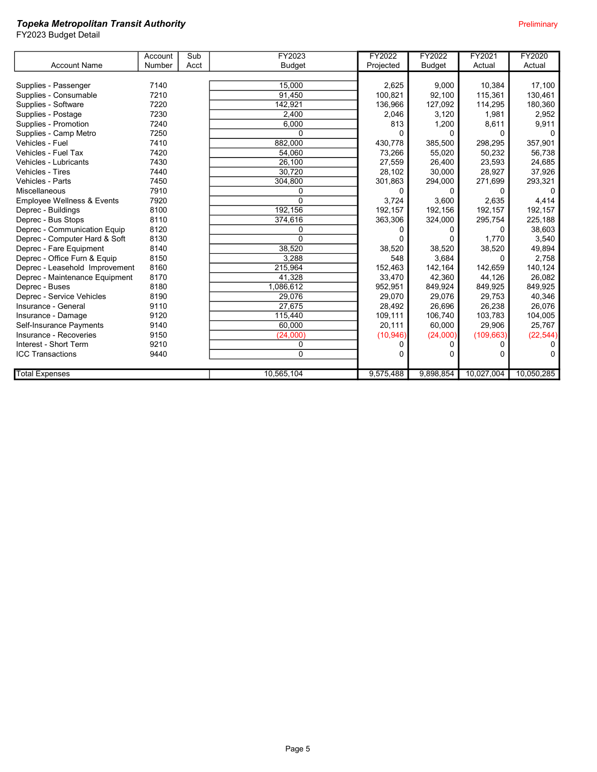**_Topeka Metropolitan Transit Authority_**

FY2023 Budget Detail

Preliminary

| Account Name | Account Number | Sub Acct | FY2023 Budget | FY2022 Projected | FY2022 Budget | FY2021 Actual | FY2020 Actual |
|---|---|---|---|---|---|---|---|
| Supplies - Passenger | 7140 | | 15,000 | 2,625 | 9,000 | 10,384 | 17,100 |
| Supplies - Consumable | 7210 | | 91,450 | 100,821 | 92,100 | 115,361 | 130,461 |
| Supplies - Software | 7220 | | 142,921 | 136,966 | 127,092 | 114,295 | 180,360 |
| Supplies - Postage | 7230 | | 2,400 | 2,046 | 3,120 | 1,981 | 2,952 |
| Supplies - Promotion | 7240 | | 6,000 | 813 | 1,200 | 8,611 | 9,911 |
| Supplies - Camp Metro | 7250 | | 0 | 0 | 0 | 0 | 0 |
| Vehicles - Fuel | 7410 | | 882,000 | 430,778 | 385,500 | 298,295 | 357,901 |
| Vehicles - Fuel Tax | 7420 | | 54,060 | 73,266 | 55,020 | 50,232 | 56,738 |
| Vehicles - Lubricants | 7430 | | 26,100 | 27,559 | 26,400 | 23,593 | 24,685 |
| Vehicles - Tires | 7440 | | 30,720 | 28,102 | 30,000 | 28,927 | 37,926 |
| Vehicles - Parts | 7450 | | 304,800 | 301,863 | 294,000 | 271,699 | 293,321 |
| Miscellaneous | 7910 | | 0 | 0 | 0 | 0 | 0 |
| Employee Wellness & Events | 7920 | | 0 | 3,724 | 3,600 | 2,635 | 4,414 |
| Deprec - Buildings | 8100 | | 192,156 | 192,157 | 192,156 | 192,157 | 192,157 |
| Deprec - Bus Stops | 8110 | | 374,616 | 363,306 | 324,000 | 295,754 | 225,188 |
| Deprec - Communication Equip | 8120 | | 0 | 0 | 0 | 0 | 38,603 |
| Deprec - Computer Hard & Soft | 8130 | | 0 | 0 | 0 | 1,770 | 3,540 |
| Deprec - Fare Equipment | 8140 | | 38,520 | 38,520 | 38,520 | 38,520 | 49,894 |
| Deprec - Office Furn & Equip | 8150 | | 3,288 | 548 | 3,684 | 0 | 2,758 |
| Deprec - Leasehold Improvement | 8160 | | 215,964 | 152,463 | 142,164 | 142,659 | 140,124 |
| Deprec - Maintenance Equipment | 8170 | | 41,328 | 33,470 | 42,360 | 44,126 | 26,082 |
| Deprec - Buses | 8180 | | 1,086,612 | 952,951 | 849,924 | 849,925 | 849,925 |
| Deprec - Service Vehicles | 8190 | | 29,076 | 29,070 | 29,076 | 29,753 | 40,346 |
| Insurance - General | 9110 | | 27,675 | 28,492 | 26,696 | 26,238 | 26,076 |
| Insurance - Damage | 9120 | | 115,440 | 109,111 | 106,740 | 103,783 | 104,005 |
| Self-Insurance Payments | 9140 | | 60,000 | 20,111 | 60,000 | 29,906 | 25,767 |
| Insurance - Recoveries | 9150 | | (24,000) | (10,946) | (24,000) | (109,663) | (22,544) |
| Interest - Short Term | 9210 | | 0 | 0 | 0 | 0 | 0 |
| ICC Transactions | 9440 | | 0 | 0 | 0 | 0 | 0 |
| Total Expenses | | | 10,565,104 | 9,575,488 | 9,898,854 | 10,027,004 | 10,050,285 |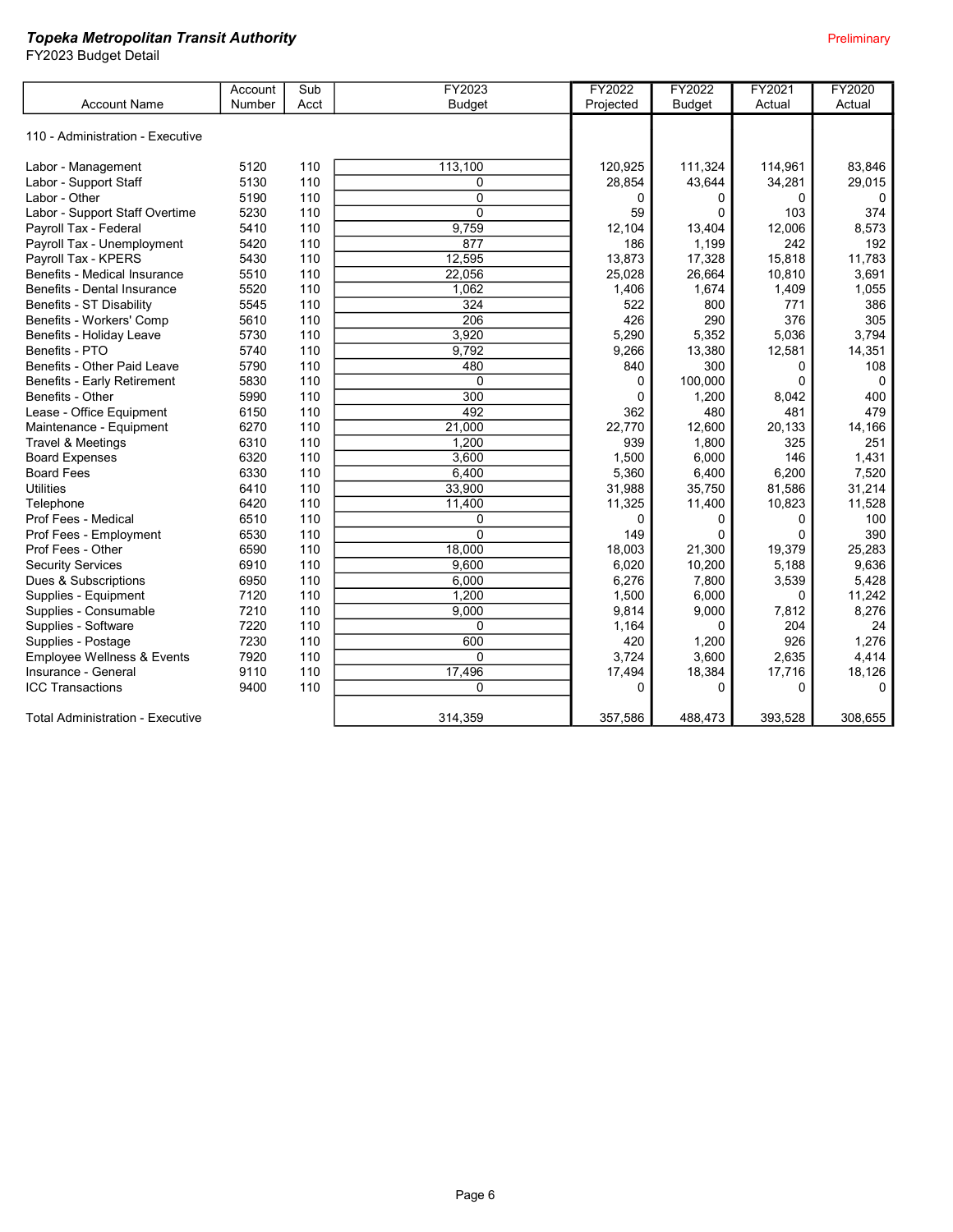***Topeka Metropolitan Transit Authority***

FY2023 Budget Detail

Preliminary

| Account Name | Account Number | Sub Acct | FY2023 Budget | FY2022 Projected | FY2022 Budget | FY2021 Actual | FY2020 Actual |
|---|---|---|---|---|---|---|---|
| 110 - Administration - Executive | | | | | | | |
| Labor - Management | 5120 | 110 | 113,100 | 120,925 | 111,324 | 114,961 | 83,846 |
| Labor - Support Staff | 5130 | 110 | 0 | 28,854 | 43,644 | 34,281 | 29,015 |
| Labor - Other | 5190 | 110 | 0 | 0 | 0 | 0 | 0 |
| Labor - Support Staff Overtime | 5230 | 110 | 0 | 59 | 0 | 103 | 374 |
| Payroll Tax - Federal | 5410 | 110 | 9,759 | 12,104 | 13,404 | 12,006 | 8,573 |
| Payroll Tax - Unemployment | 5420 | 110 | 877 | 186 | 1,199 | 242 | 192 |
| Payroll Tax - KPERS | 5430 | 110 | 12,595 | 13,873 | 17,328 | 15,818 | 11,783 |
| Benefits - Medical Insurance | 5510 | 110 | 22,056 | 25,028 | 26,664 | 10,810 | 3,691 |
| Benefits - Dental Insurance | 5520 | 110 | 1,062 | 1,406 | 1,674 | 1,409 | 1,055 |
| Benefits - ST Disability | 5545 | 110 | 324 | 522 | 800 | 771 | 386 |
| Benefits - Workers' Comp | 5610 | 110 | 206 | 426 | 290 | 376 | 305 |
| Benefits - Holiday Leave | 5730 | 110 | 3,920 | 5,290 | 5,352 | 5,036 | 3,794 |
| Benefits - PTO | 5740 | 110 | 9,792 | 9,266 | 13,380 | 12,581 | 14,351 |
| Benefits - Other Paid Leave | 5790 | 110 | 480 | 840 | 300 | 0 | 108 |
| Benefits - Early Retirement | 5830 | 110 | 0 | 0 | 100,000 | 0 | 0 |
| Benefits - Other | 5990 | 110 | 300 | 0 | 1,200 | 8,042 | 400 |
| Lease - Office Equipment | 6150 | 110 | 492 | 362 | 480 | 481 | 479 |
| Maintenance - Equipment | 6270 | 110 | 21,000 | 22,770 | 12,600 | 20,133 | 14,166 |
| Travel & Meetings | 6310 | 110 | 1,200 | 939 | 1,800 | 325 | 251 |
| Board Expenses | 6320 | 110 | 3,600 | 1,500 | 6,000 | 146 | 1,431 |
| Board Fees | 6330 | 110 | 6,400 | 5,360 | 6,400 | 6,200 | 7,520 |
| Utilities | 6410 | 110 | 33,900 | 31,988 | 35,750 | 81,586 | 31,214 |
| Telephone | 6420 | 110 | 11,400 | 11,325 | 11,400 | 10,823 | 11,528 |
| Prof Fees - Medical | 6510 | 110 | 0 | 0 | 0 | 0 | 100 |
| Prof Fees - Employment | 6530 | 110 | 0 | 149 | 0 | 0 | 390 |
| Prof Fees - Other | 6590 | 110 | 18,000 | 18,003 | 21,300 | 19,379 | 25,283 |
| Security Services | 6910 | 110 | 9,600 | 6,020 | 10,200 | 5,188 | 9,636 |
| Dues & Subscriptions | 6950 | 110 | 6,000 | 6,276 | 7,800 | 3,539 | 5,428 |
| Supplies - Equipment | 7120 | 110 | 1,200 | 1,500 | 6,000 | 0 | 11,242 |
| Supplies - Consumable | 7210 | 110 | 9,000 | 9,814 | 9,000 | 7,812 | 8,276 |
| Supplies - Software | 7220 | 110 | 0 | 1,164 | 0 | 204 | 24 |
| Supplies - Postage | 7230 | 110 | 600 | 420 | 1,200 | 926 | 1,276 |
| Employee Wellness & Events | 7920 | 110 | 0 | 3,724 | 3,600 | 2,635 | 4,414 |
| Insurance - General | 9110 | 110 | 17,496 | 17,494 | 18,384 | 17,716 | 18,126 |
| ICC Transactions | 9400 | 110 | 0 | 0 | 0 | 0 | 0 |
| Total Administration - Executive | | | 314,359 | 357,586 | 488,473 | 393,528 | 308,655 |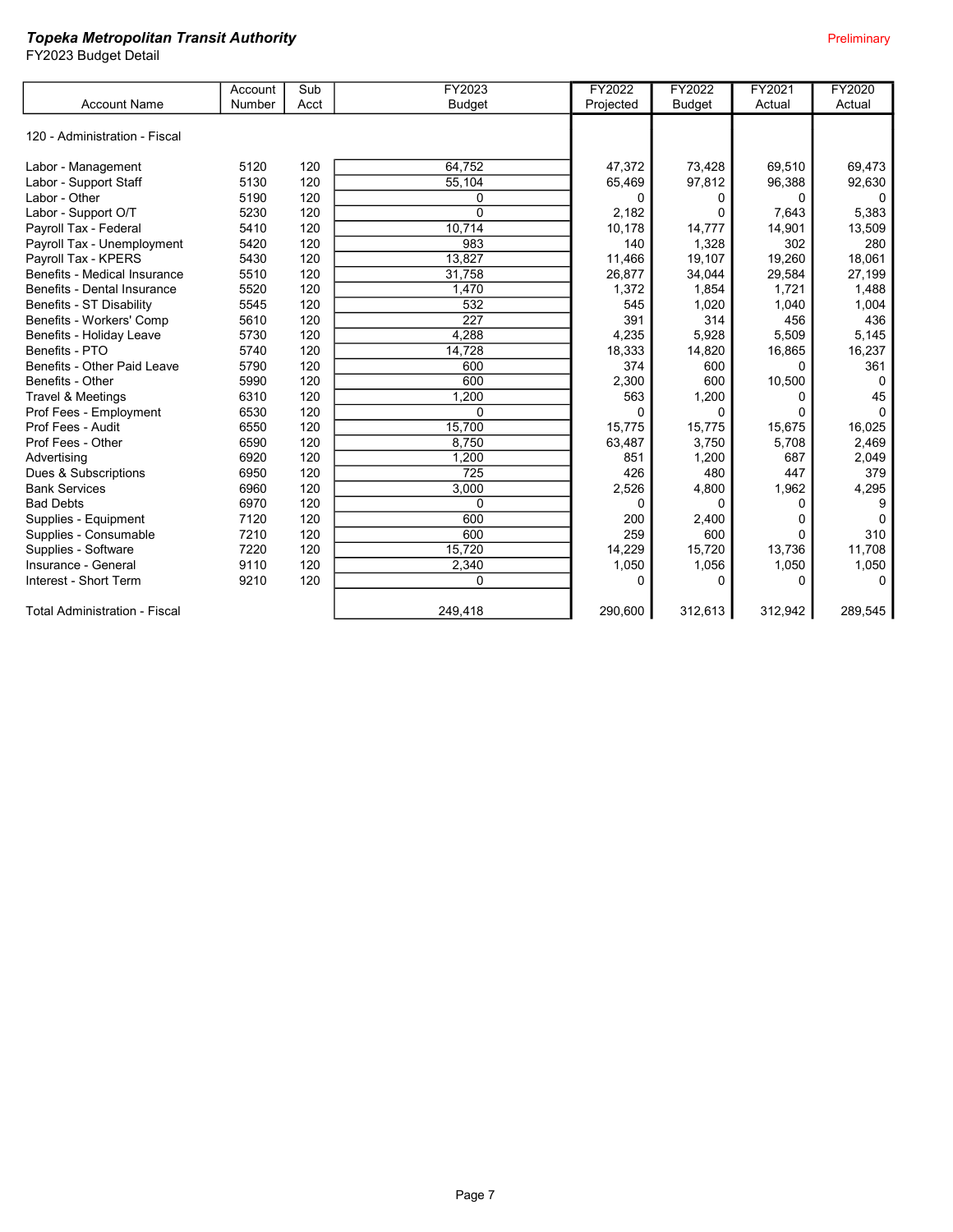***Topeka Metropolitan Transit Authority***

FY2023 Budget Detail

Preliminary

| Account Name | Account Number | Sub Acct | FY2023 Budget | FY2022 Projected | FY2022 Budget | FY2021 Actual | FY2020 Actual |
|---|---|---|---|---|---|---|---|
| 120 - Administration - Fiscal | | | | | | | |
| Labor - Management | 5120 | 120 | 64,752 | 47,372 | 73,428 | 69,510 | 69,473 |
| Labor - Support Staff | 5130 | 120 | 55,104 | 65,469 | 97,812 | 96,388 | 92,630 |
| Labor - Other | 5190 | 120 | 0 | 0 | 0 | 0 | 0 |
| Labor - Support O/T | 5230 | 120 | 0 | 2,182 | 0 | 7,643 | 5,383 |
| Payroll Tax - Federal | 5410 | 120 | 10,714 | 10,178 | 14,777 | 14,901 | 13,509 |
| Payroll Tax - Unemployment | 5420 | 120 | 983 | 140 | 1,328 | 302 | 280 |
| Payroll Tax - KPERS | 5430 | 120 | 13,827 | 11,466 | 19,107 | 19,260 | 18,061 |
| Benefits - Medical Insurance | 5510 | 120 | 31,758 | 26,877 | 34,044 | 29,584 | 27,199 |
| Benefits - Dental Insurance | 5520 | 120 | 1,470 | 1,372 | 1,854 | 1,721 | 1,488 |
| Benefits - ST Disability | 5545 | 120 | 532 | 545 | 1,020 | 1,040 | 1,004 |
| Benefits - Workers' Comp | 5610 | 120 | 227 | 391 | 314 | 456 | 436 |
| Benefits - Holiday Leave | 5730 | 120 | 4,288 | 4,235 | 5,928 | 5,509 | 5,145 |
| Benefits - PTO | 5740 | 120 | 14,728 | 18,333 | 14,820 | 16,865 | 16,237 |
| Benefits - Other Paid Leave | 5790 | 120 | 600 | 374 | 600 | 0 | 361 |
| Benefits - Other | 5990 | 120 | 600 | 2,300 | 600 | 10,500 | 0 |
| Travel & Meetings | 6310 | 120 | 1,200 | 563 | 1,200 | 0 | 45 |
| Prof Fees - Employment | 6530 | 120 | 0 | 0 | 0 | 0 | 0 |
| Prof Fees - Audit | 6550 | 120 | 15,700 | 15,775 | 15,775 | 15,675 | 16,025 |
| Prof Fees - Other | 6590 | 120 | 8,750 | 63,487 | 3,750 | 5,708 | 2,469 |
| Advertising | 6920 | 120 | 1,200 | 851 | 1,200 | 687 | 2,049 |
| Dues & Subscriptions | 6950 | 120 | 725 | 426 | 480 | 447 | 379 |
| Bank Services | 6960 | 120 | 3,000 | 2,526 | 4,800 | 1,962 | 4,295 |
| Bad Debts | 6970 | 120 | 0 | 0 | 0 | 0 | 9 |
| Supplies - Equipment | 7120 | 120 | 600 | 200 | 2,400 | 0 | 0 |
| Supplies - Consumable | 7210 | 120 | 600 | 259 | 600 | 0 | 310 |
| Supplies - Software | 7220 | 120 | 15,720 | 14,229 | 15,720 | 13,736 | 11,708 |
| Insurance - General | 9110 | 120 | 2,340 | 1,050 | 1,056 | 1,050 | 1,050 |
| Interest - Short Term | 9210 | 120 | 0 | 0 | 0 | 0 | 0 |
| Total Administration - Fiscal | | | 249,418 | 290,600 | 312,613 | 312,942 | 289,545 |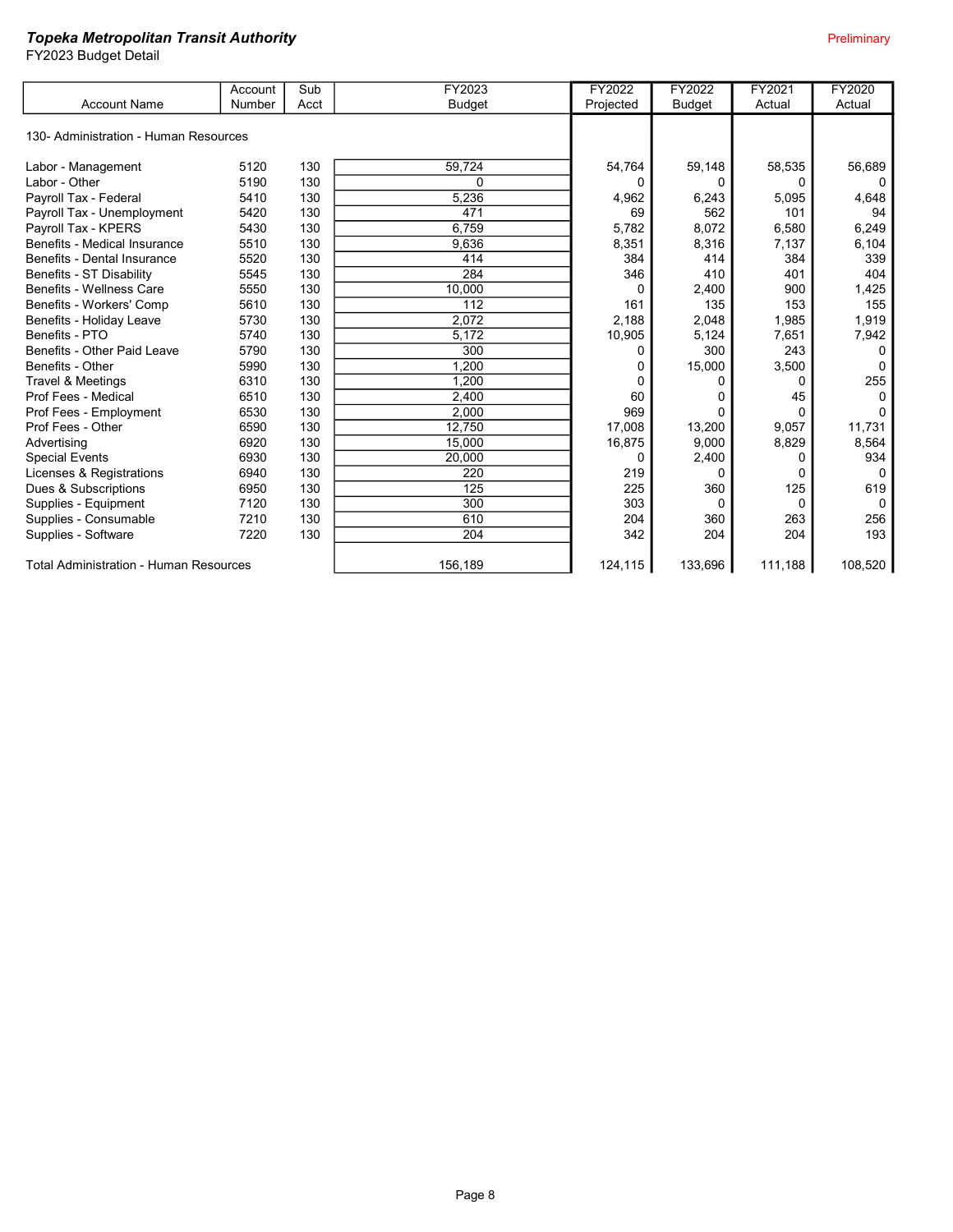***Topeka Metropolitan Transit Authority***

FY2023 Budget Detail

Preliminary

| Account Name | Account Number | Sub Acct | FY2023 Budget | FY2022 Projected | FY2022 Budget | FY2021 Actual | FY2020 Actual |
|---|---|---|---|---|---|---|---|
| 130- Administration - Human Resources | | | | | | | |
| Labor - Management | 5120 | 130 | 59,724 | 54,764 | 59,148 | 58,535 | 56,689 |
| Labor - Other | 5190 | 130 | 0 | 0 | 0 | 0 | 0 |
| Payroll Tax - Federal | 5410 | 130 | 5,236 | 4,962 | 6,243 | 5,095 | 4,648 |
| Payroll Tax - Unemployment | 5420 | 130 | 471 | 69 | 562 | 101 | 94 |
| Payroll Tax - KPERS | 5430 | 130 | 6,759 | 5,782 | 8,072 | 6,580 | 6,249 |
| Benefits - Medical Insurance | 5510 | 130 | 9,636 | 8,351 | 8,316 | 7,137 | 6,104 |
| Benefits - Dental Insurance | 5520 | 130 | 414 | 384 | 414 | 384 | 339 |
| Benefits - ST Disability | 5545 | 130 | 284 | 346 | 410 | 401 | 404 |
| Benefits - Wellness Care | 5550 | 130 | 10,000 | 0 | 2,400 | 900 | 1,425 |
| Benefits - Workers' Comp | 5610 | 130 | 112 | 161 | 135 | 153 | 155 |
| Benefits - Holiday Leave | 5730 | 130 | 2,072 | 2,188 | 2,048 | 1,985 | 1,919 |
| Benefits - PTO | 5740 | 130 | 5,172 | 10,905 | 5,124 | 7,651 | 7,942 |
| Benefits - Other Paid Leave | 5790 | 130 | 300 | 0 | 300 | 243 | 0 |
| Benefits - Other | 5990 | 130 | 1,200 | 0 | 15,000 | 3,500 | 0 |
| Travel & Meetings | 6310 | 130 | 1,200 | 0 | 0 | 0 | 255 |
| Prof Fees - Medical | 6510 | 130 | 2,400 | 60 | 0 | 45 | 0 |
| Prof Fees - Employment | 6530 | 130 | 2,000 | 969 | 0 | 0 | 0 |
| Prof Fees - Other | 6590 | 130 | 12,750 | 17,008 | 13,200 | 9,057 | 11,731 |
| Advertising | 6920 | 130 | 15,000 | 16,875 | 9,000 | 8,829 | 8,564 |
| Special Events | 6930 | 130 | 20,000 | 0 | 2,400 | 0 | 934 |
| Licenses & Registrations | 6940 | 130 | 220 | 219 | 0 | 0 | 0 |
| Dues & Subscriptions | 6950 | 130 | 125 | 225 | 360 | 125 | 619 |
| Supplies - Equipment | 7120 | 130 | 300 | 303 | 0 | 0 | 0 |
| Supplies - Consumable | 7210 | 130 | 610 | 204 | 360 | 263 | 256 |
| Supplies - Software | 7220 | 130 | 204 | 342 | 204 | 204 | 193 |
| Total Administration - Human Resources | | | 156,189 | 124,115 | 133,696 | 111,188 | 108,520 |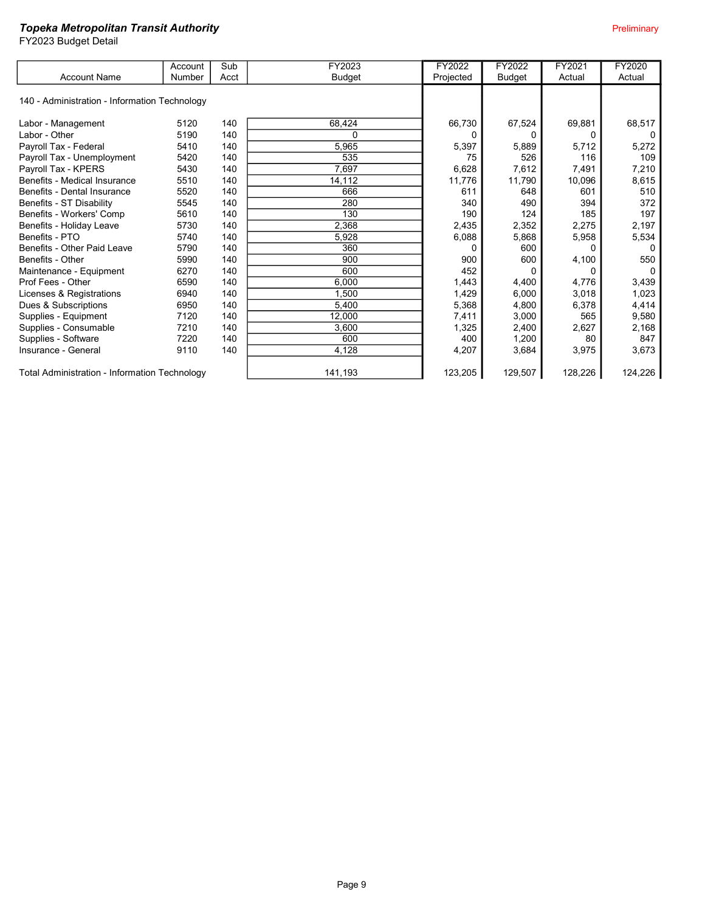***Topeka Metropolitan Transit Authority***
FY2023 Budget Detail

Preliminary

| Account Name | Account Number | Sub Acct | FY2023 Budget | FY2022 Projected | FY2022 Budget | FY2021 Actual | FY2020 Actual |
|---|---|---|---|---|---|---|---|
| 140 - Administration - Information Technology | | | | | | | |
| Labor - Management | 5120 | 140 | 68,424 | 66,730 | 67,524 | 69,881 | 68,517 |
| Labor - Other | 5190 | 140 | 0 | 0 | 0 | 0 | 0 |
| Payroll Tax - Federal | 5410 | 140 | 5,965 | 5,397 | 5,889 | 5,712 | 5,272 |
| Payroll Tax - Unemployment | 5420 | 140 | 535 | 75 | 526 | 116 | 109 |
| Payroll Tax - KPERS | 5430 | 140 | 7,697 | 6,628 | 7,612 | 7,491 | 7,210 |
| Benefits - Medical Insurance | 5510 | 140 | 14,112 | 11,776 | 11,790 | 10,096 | 8,615 |
| Benefits - Dental Insurance | 5520 | 140 | 666 | 611 | 648 | 601 | 510 |
| Benefits - ST Disability | 5545 | 140 | 280 | 340 | 490 | 394 | 372 |
| Benefits - Workers' Comp | 5610 | 140 | 130 | 190 | 124 | 185 | 197 |
| Benefits - Holiday Leave | 5730 | 140 | 2,368 | 2,435 | 2,352 | 2,275 | 2,197 |
| Benefits - PTO | 5740 | 140 | 5,928 | 6,088 | 5,868 | 5,958 | 5,534 |
| Benefits - Other Paid Leave | 5790 | 140 | 360 | 0 | 600 | 0 | 0 |
| Benefits - Other | 5990 | 140 | 900 | 900 | 600 | 4,100 | 550 |
| Maintenance - Equipment | 6270 | 140 | 600 | 452 | 0 | 0 | 0 |
| Prof Fees - Other | 6590 | 140 | 6,000 | 1,443 | 4,400 | 4,776 | 3,439 |
| Licenses & Registrations | 6940 | 140 | 1,500 | 1,429 | 6,000 | 3,018 | 1,023 |
| Dues & Subscriptions | 6950 | 140 | 5,400 | 5,368 | 4,800 | 6,378 | 4,414 |
| Supplies - Equipment | 7120 | 140 | 12,000 | 7,411 | 3,000 | 565 | 9,580 |
| Supplies - Consumable | 7210 | 140 | 3,600 | 1,325 | 2,400 | 2,627 | 2,168 |
| Supplies - Software | 7220 | 140 | 600 | 400 | 1,200 | 80 | 847 |
| Insurance - General | 9110 | 140 | 4,128 | 4,207 | 3,684 | 3,975 | 3,673 |
| Total Administration - Information Technology | | | 141,193 | 123,205 | 129,507 | 128,226 | 124,226 |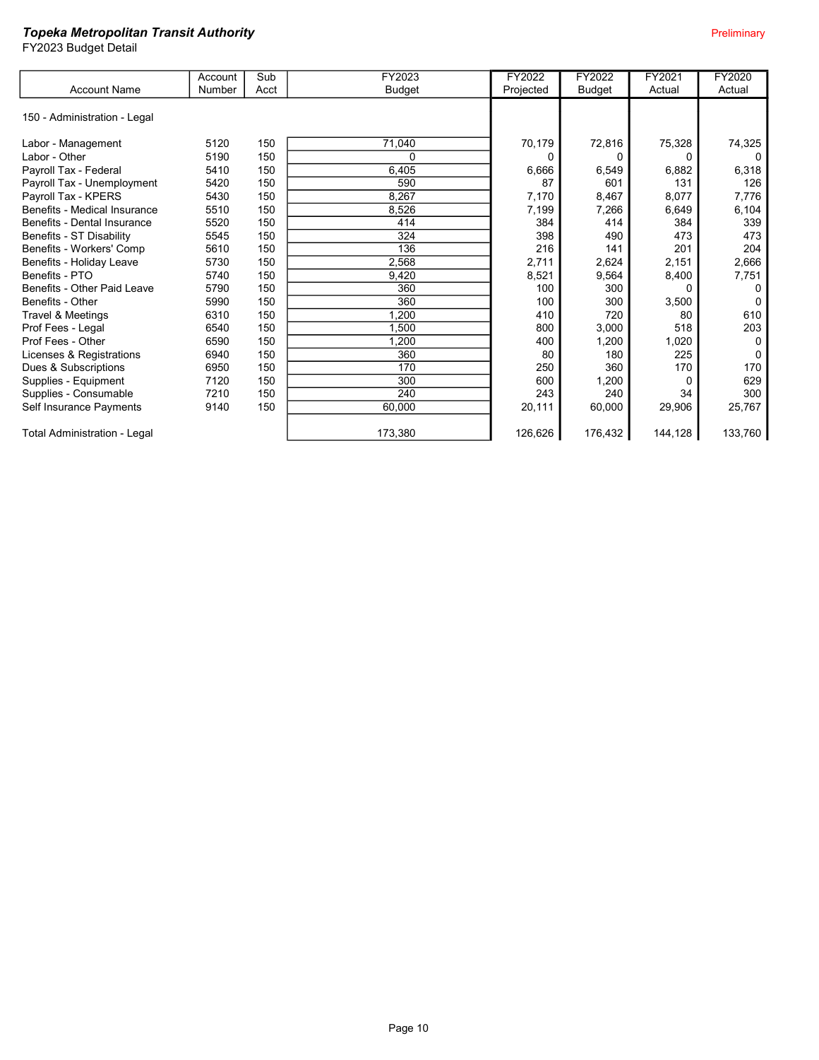***Topeka Metropolitan Transit Authority***

FY2023 Budget Detail

Preliminary

| Account Name | Account Number | Sub Acct | FY2023 Budget | FY2022 Projected | FY2022 Budget | FY2021 Actual | FY2020 Actual |
|---|---|---|---|---|---|---|---|
| 150 - Administration - Legal | | | | | | | |
| Labor - Management | 5120 | 150 | 71,040 | 70,179 | 72,816 | 75,328 | 74,325 |
| Labor - Other | 5190 | 150 | 0 | 0 | 0 | 0 | 0 |
| Payroll Tax - Federal | 5410 | 150 | 6,405 | 6,666 | 6,549 | 6,882 | 6,318 |
| Payroll Tax - Unemployment | 5420 | 150 | 590 | 87 | 601 | 131 | 126 |
| Payroll Tax - KPERS | 5430 | 150 | 8,267 | 7,170 | 8,467 | 8,077 | 7,776 |
| Benefits - Medical Insurance | 5510 | 150 | 8,526 | 7,199 | 7,266 | 6,649 | 6,104 |
| Benefits - Dental Insurance | 5520 | 150 | 414 | 384 | 414 | 384 | 339 |
| Benefits - ST Disability | 5545 | 150 | 324 | 398 | 490 | 473 | 473 |
| Benefits - Workers' Comp | 5610 | 150 | 136 | 216 | 141 | 201 | 204 |
| Benefits - Holiday Leave | 5730 | 150 | 2,568 | 2,711 | 2,624 | 2,151 | 2,666 |
| Benefits - PTO | 5740 | 150 | 9,420 | 8,521 | 9,564 | 8,400 | 7,751 |
| Benefits - Other Paid Leave | 5790 | 150 | 360 | 100 | 300 | 0 | 0 |
| Benefits - Other | 5990 | 150 | 360 | 100 | 300 | 3,500 | 0 |
| Travel & Meetings | 6310 | 150 | 1,200 | 410 | 720 | 80 | 610 |
| Prof Fees - Legal | 6540 | 150 | 1,500 | 800 | 3,000 | 518 | 203 |
| Prof Fees - Other | 6590 | 150 | 1,200 | 400 | 1,200 | 1,020 | 0 |
| Licenses & Registrations | 6940 | 150 | 360 | 80 | 180 | 225 | 0 |
| Dues & Subscriptions | 6950 | 150 | 170 | 250 | 360 | 170 | 170 |
| Supplies - Equipment | 7120 | 150 | 300 | 600 | 1,200 | 0 | 629 |
| Supplies - Consumable | 7210 | 150 | 240 | 243 | 240 | 34 | 300 |
| Self Insurance Payments | 9140 | 150 | 60,000 | 20,111 | 60,000 | 29,906 | 25,767 |
| Total Administration - Legal | | | 173,380 | 126,626 | 176,432 | 144,128 | 133,760 |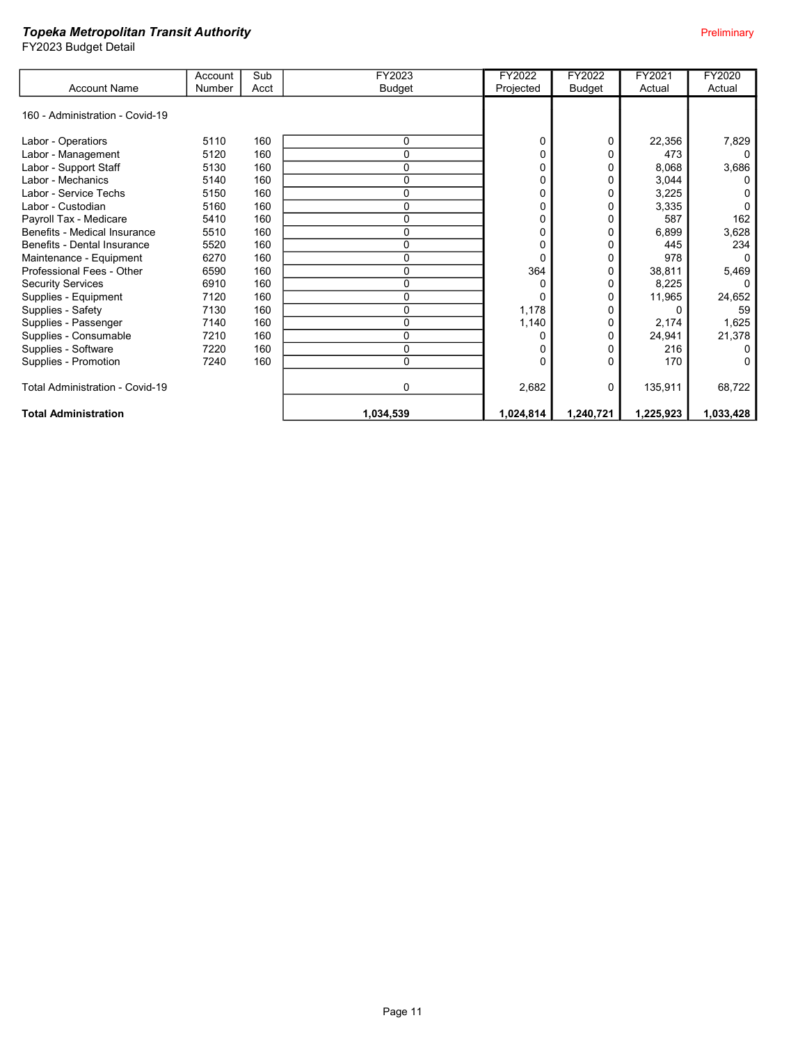***Topeka Metropolitan Transit Authority***
FY2023 Budget Detail

Preliminary

| Account Name | Account Number | Sub Acct | FY2023 Budget | FY2022 Projected | FY2022 Budget | FY2021 Actual | FY2020 Actual |
|---|---|---|---|---|---|---|---|
| 160 - Administration - Covid-19 | | | | | | | |
| Labor - Operators | 5110 | 160 | 0 | 0 | 0 | 22,356 | 7,829 |
| Labor - Management | 5120 | 160 | 0 | 0 | 0 | 473 | 0 |
| Labor - Support Staff | 5130 | 160 | 0 | 0 | 0 | 8,068 | 3,686 |
| Labor - Mechanics | 5140 | 160 | 0 | 0 | 0 | 3,044 | 0 |
| Labor - Service Techs | 5150 | 160 | 0 | 0 | 0 | 3,225 | 0 |
| Labor - Custodian | 5160 | 160 | 0 | 0 | 0 | 3,335 | 0 |
| Payroll Tax - Medicare | 5410 | 160 | 0 | 0 | 0 | 587 | 162 |
| Benefits - Medical Insurance | 5510 | 160 | 0 | 0 | 0 | 6,899 | 3,628 |
| Benefits - Dental Insurance | 5520 | 160 | 0 | 0 | 0 | 445 | 234 |
| Maintenance - Equipment | 6270 | 160 | 0 | 0 | 0 | 978 | 0 |
| Professional Fees - Other | 6590 | 160 | 0 | 364 | 0 | 38,811 | 5,469 |
| Security Services | 6910 | 160 | 0 | 0 | 0 | 8,225 | 0 |
| Supplies - Equipment | 7120 | 160 | 0 | 0 | 0 | 11,965 | 24,652 |
| Supplies - Safety | 7130 | 160 | 0 | 1,178 | 0 | 0 | 59 |
| Supplies - Passenger | 7140 | 160 | 0 | 1,140 | 0 | 2,174 | 1,625 |
| Supplies - Consumable | 7210 | 160 | 0 | 0 | 0 | 24,941 | 21,378 |
| Supplies - Software | 7220 | 160 | 0 | 0 | 0 | 216 | 0 |
| Supplies - Promotion | 7240 | 160 | 0 | 0 | 0 | 170 | 0 |
| Total Administration - Covid-19 | | | 0 | 2,682 | 0 | 135,911 | 68,722 |
| **Total Administration** | | | **1,034,539** | **1,024,814** | **1,240,721** | **1,225,923** | **1,033,428** |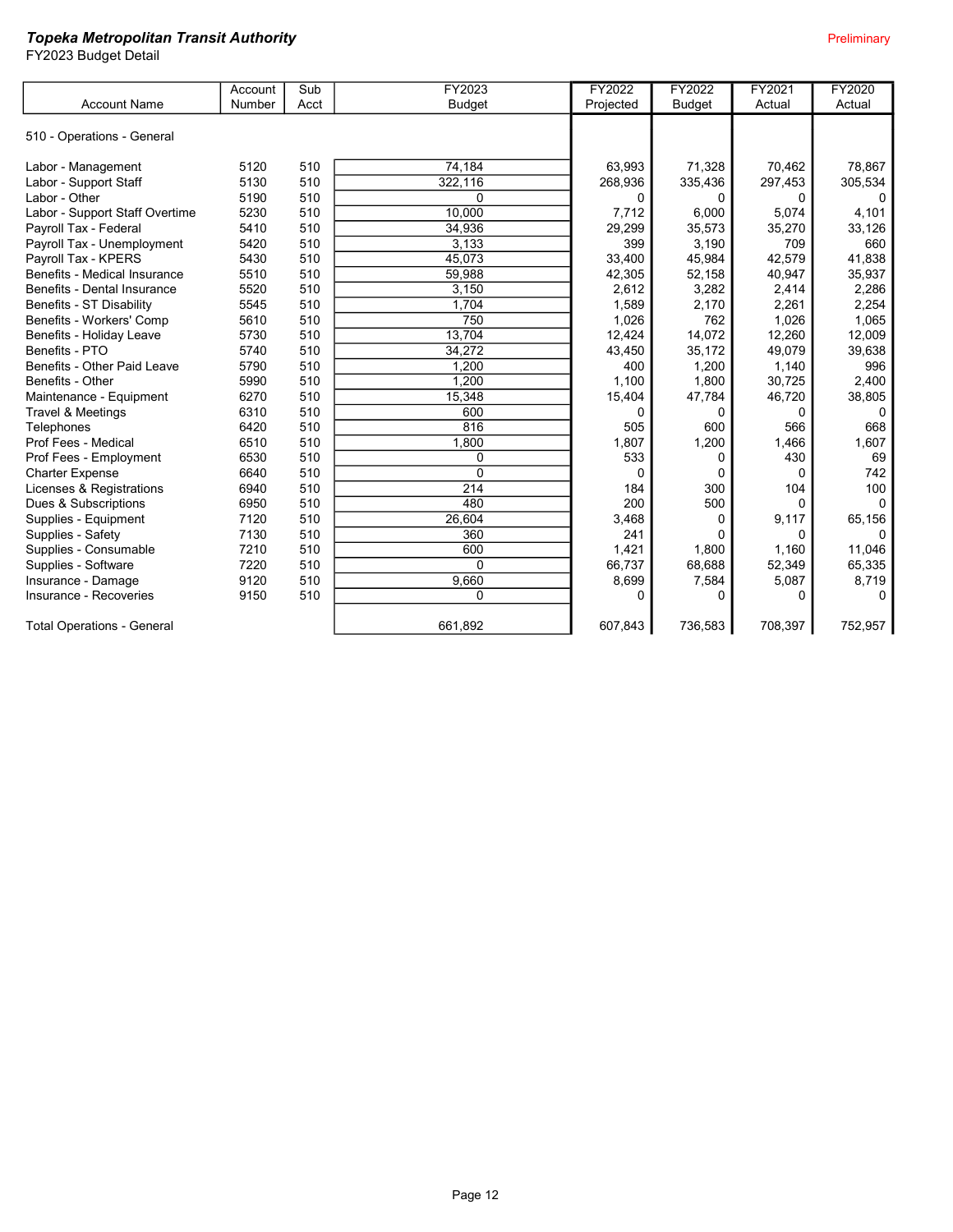***Topeka Metropolitan Transit Authority***

FY2023 Budget Detail

Preliminary

| Account Name | Account Number | Sub Acct | FY2023 Budget | FY2022 Projected | FY2022 Budget | FY2021 Actual | FY2020 Actual |
|---|---|---|---|---|---|---|---|
| 510 - Operations - General | | | | | | | |
| Labor - Management | 5120 | 510 | 74,184 | 63,993 | 71,328 | 70,462 | 78,867 |
| Labor - Support Staff | 5130 | 510 | 322,116 | 268,936 | 335,436 | 297,453 | 305,534 |
| Labor - Other | 5190 | 510 | 0 | 0 | 0 | 0 | 0 |
| Labor - Support Staff Overtime | 5230 | 510 | 10,000 | 7,712 | 6,000 | 5,074 | 4,101 |
| Payroll Tax - Federal | 5410 | 510 | 34,936 | 29,299 | 35,573 | 35,270 | 33,126 |
| Payroll Tax - Unemployment | 5420 | 510 | 3,133 | 399 | 3,190 | 709 | 660 |
| Payroll Tax - KPERS | 5430 | 510 | 45,073 | 33,400 | 45,984 | 42,579 | 41,838 |
| Benefits - Medical Insurance | 5510 | 510 | 59,988 | 42,305 | 52,158 | 40,947 | 35,937 |
| Benefits - Dental Insurance | 5520 | 510 | 3,150 | 2,612 | 3,282 | 2,414 | 2,286 |
| Benefits - ST Disability | 5545 | 510 | 1,704 | 1,589 | 2,170 | 2,261 | 2,254 |
| Benefits - Workers' Comp | 5610 | 510 | 750 | 1,026 | 762 | 1,026 | 1,065 |
| Benefits - Holiday Leave | 5730 | 510 | 13,704 | 12,424 | 14,072 | 12,260 | 12,009 |
| Benefits - PTO | 5740 | 510 | 34,272 | 43,450 | 35,172 | 49,079 | 39,638 |
| Benefits - Other Paid Leave | 5790 | 510 | 1,200 | 400 | 1,200 | 1,140 | 996 |
| Benefits - Other | 5990 | 510 | 1,200 | 1,100 | 1,800 | 30,725 | 2,400 |
| Maintenance - Equipment | 6270 | 510 | 15,348 | 15,404 | 47,784 | 46,720 | 38,805 |
| Travel & Meetings | 6310 | 510 | 600 | 0 | 0 | 0 | 0 |
| Telephones | 6420 | 510 | 816 | 505 | 600 | 566 | 668 |
| Prof Fees - Medical | 6510 | 510 | 1,800 | 1,807 | 1,200 | 1,466 | 1,607 |
| Prof Fees - Employment | 6530 | 510 | 0 | 533 | 0 | 430 | 69 |
| Charter Expense | 6640 | 510 | 0 | 0 | 0 | 0 | 742 |
| Licenses & Registrations | 6940 | 510 | 214 | 184 | 300 | 104 | 100 |
| Dues & Subscriptions | 6950 | 510 | 480 | 200 | 500 | 0 | 0 |
| Supplies - Equipment | 7120 | 510 | 26,604 | 3,468 | 0 | 9,117 | 65,156 |
| Supplies - Safety | 7130 | 510 | 360 | 241 | 0 | 0 | 0 |
| Supplies - Consumable | 7210 | 510 | 600 | 1,421 | 1,800 | 1,160 | 11,046 |
| Supplies - Software | 7220 | 510 | 0 | 66,737 | 68,688 | 52,349 | 65,335 |
| Insurance - Damage | 9120 | 510 | 9,660 | 8,699 | 7,584 | 5,087 | 8,719 |
| Insurance - Recoveries | 9150 | 510 | 0 | 0 | 0 | 0 | 0 |
| Total Operations - General | | | 661,892 | 607,843 | 736,583 | 708,397 | 752,957 |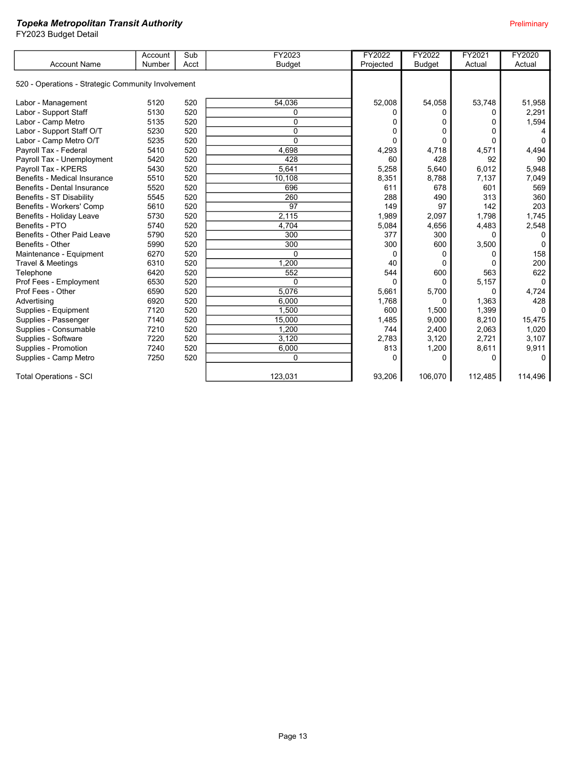***Topeka Metropolitan Transit Authority***

FY2023 Budget Detail

Preliminary

| Account Name | Account Number | Sub Acct | FY2023 Budget | FY2022 Projected | FY2022 Budget | FY2021 Actual | FY2020 Actual |
|---|---|---|---|---|---|---|---|
| 520 - Operations - Strategic Community Involvement | | | | | | | |
| Labor - Management | 5120 | 520 | 54,036 | 52,008 | 54,058 | 53,748 | 51,958 |
| Labor - Support Staff | 5130 | 520 | 0 | 0 | 0 | 0 | 2,291 |
| Labor - Camp Metro | 5135 | 520 | 0 | 0 | 0 | 0 | 1,594 |
| Labor - Support Staff O/T | 5230 | 520 | 0 | 0 | 0 | 0 | 4 |
| Labor - Camp Metro O/T | 5235 | 520 | 0 | 0 | 0 | 0 | 0 |
| Payroll Tax - Federal | 5410 | 520 | 4,698 | 4,293 | 4,718 | 4,571 | 4,494 |
| Payroll Tax - Unemployment | 5420 | 520 | 428 | 60 | 428 | 92 | 90 |
| Payroll Tax - KPERS | 5430 | 520 | 5,641 | 5,258 | 5,640 | 6,012 | 5,948 |
| Benefits - Medical Insurance | 5510 | 520 | 10,108 | 8,351 | 8,788 | 7,137 | 7,049 |
| Benefits - Dental Insurance | 5520 | 520 | 696 | 611 | 678 | 601 | 569 |
| Benefits - ST Disability | 5545 | 520 | 260 | 288 | 490 | 313 | 360 |
| Benefits - Workers' Comp | 5610 | 520 | 97 | 149 | 97 | 142 | 203 |
| Benefits - Holiday Leave | 5730 | 520 | 2,115 | 1,989 | 2,097 | 1,798 | 1,745 |
| Benefits - PTO | 5740 | 520 | 4,704 | 5,084 | 4,656 | 4,483 | 2,548 |
| Benefits - Other Paid Leave | 5790 | 520 | 300 | 377 | 300 | 0 | 0 |
| Benefits - Other | 5990 | 520 | 300 | 300 | 600 | 3,500 | 0 |
| Maintenance - Equipment | 6270 | 520 | 0 | 0 | 0 | 0 | 158 |
| Travel & Meetings | 6310 | 520 | 1,200 | 40 | 0 | 0 | 200 |
| Telephone | 6420 | 520 | 552 | 544 | 600 | 563 | 622 |
| Prof Fees - Employment | 6530 | 520 | 0 | 0 | 0 | 5,157 | 0 |
| Prof Fees - Other | 6590 | 520 | 5,076 | 5,661 | 5,700 | 0 | 4,724 |
| Advertising | 6920 | 520 | 6,000 | 1,768 | 0 | 1,363 | 428 |
| Supplies - Equipment | 7120 | 520 | 1,500 | 600 | 1,500 | 1,399 | 0 |
| Supplies - Passenger | 7140 | 520 | 15,000 | 1,485 | 9,000 | 8,210 | 15,475 |
| Supplies - Consumable | 7210 | 520 | 1,200 | 744 | 2,400 | 2,063 | 1,020 |
| Supplies - Software | 7220 | 520 | 3,120 | 2,783 | 3,120 | 2,721 | 3,107 |
| Supplies - Promotion | 7240 | 520 | 6,000 | 813 | 1,200 | 8,611 | 9,911 |
| Supplies - Camp Metro | 7250 | 520 | 0 | 0 | 0 | 0 | 0 |
| Total Operations - SCI | | | 123,031 | 93,206 | 106,070 | 112,485 | 114,496 |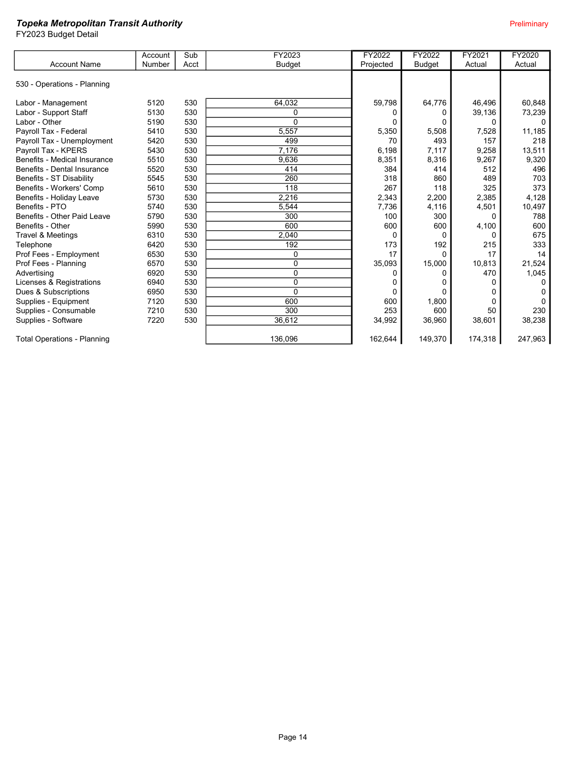***Topeka Metropolitan Transit Authority***

FY2023 Budget Detail

Preliminary

| Account Name | Account Number | Sub Acct | FY2023 Budget | FY2022 Projected | FY2022 Budget | FY2021 Actual | FY2020 Actual |
|---|---|---|---|---|---|---|---|
| 530 - Operations - Planning | | | | | | | |
| Labor - Management | 5120 | 530 | 64,032 | 59,798 | 64,776 | 46,496 | 60,848 |
| Labor - Support Staff | 5130 | 530 | 0 | 0 | 0 | 39,136 | 73,239 |
| Labor - Other | 5190 | 530 | 0 | 0 | 0 | 0 | 0 |
| Payroll Tax - Federal | 5410 | 530 | 5,557 | 5,350 | 5,508 | 7,528 | 11,185 |
| Payroll Tax - Unemployment | 5420 | 530 | 499 | 70 | 493 | 157 | 218 |
| Payroll Tax - KPERS | 5430 | 530 | 7,176 | 6,198 | 7,117 | 9,258 | 13,511 |
| Benefits - Medical Insurance | 5510 | 530 | 9,636 | 8,351 | 8,316 | 9,267 | 9,320 |
| Benefits - Dental Insurance | 5520 | 530 | 414 | 384 | 414 | 512 | 496 |
| Benefits - ST Disability | 5545 | 530 | 260 | 318 | 860 | 489 | 703 |
| Benefits - Workers' Comp | 5610 | 530 | 118 | 267 | 118 | 325 | 373 |
| Benefits - Holiday Leave | 5730 | 530 | 2,216 | 2,343 | 2,200 | 2,385 | 4,128 |
| Benefits - PTO | 5740 | 530 | 5,544 | 7,736 | 4,116 | 4,501 | 10,497 |
| Benefits - Other Paid Leave | 5790 | 530 | 300 | 100 | 300 | 0 | 788 |
| Benefits - Other | 5990 | 530 | 600 | 600 | 600 | 4,100 | 600 |
| Travel & Meetings | 6310 | 530 | 2,040 | 0 | 0 | 0 | 675 |
| Telephone | 6420 | 530 | 192 | 173 | 192 | 215 | 333 |
| Prof Fees - Employment | 6530 | 530 | 0 | 17 | 0 | 17 | 14 |
| Prof Fees - Planning | 6570 | 530 | 0 | 35,093 | 15,000 | 10,813 | 21,524 |
| Advertising | 6920 | 530 | 0 | 0 | 0 | 470 | 1,045 |
| Licenses & Registrations | 6940 | 530 | 0 | 0 | 0 | 0 | 0 |
| Dues & Subscriptions | 6950 | 530 | 0 | 0 | 0 | 0 | 0 |
| Supplies - Equipment | 7120 | 530 | 600 | 600 | 1,800 | 0 | 0 |
| Supplies - Consumable | 7210 | 530 | 300 | 253 | 600 | 50 | 230 |
| Supplies - Software | 7220 | 530 | 36,612 | 34,992 | 36,960 | 38,601 | 38,238 |
| Total Operations - Planning | | | 136,096 | 162,644 | 149,370 | 174,318 | 247,963 |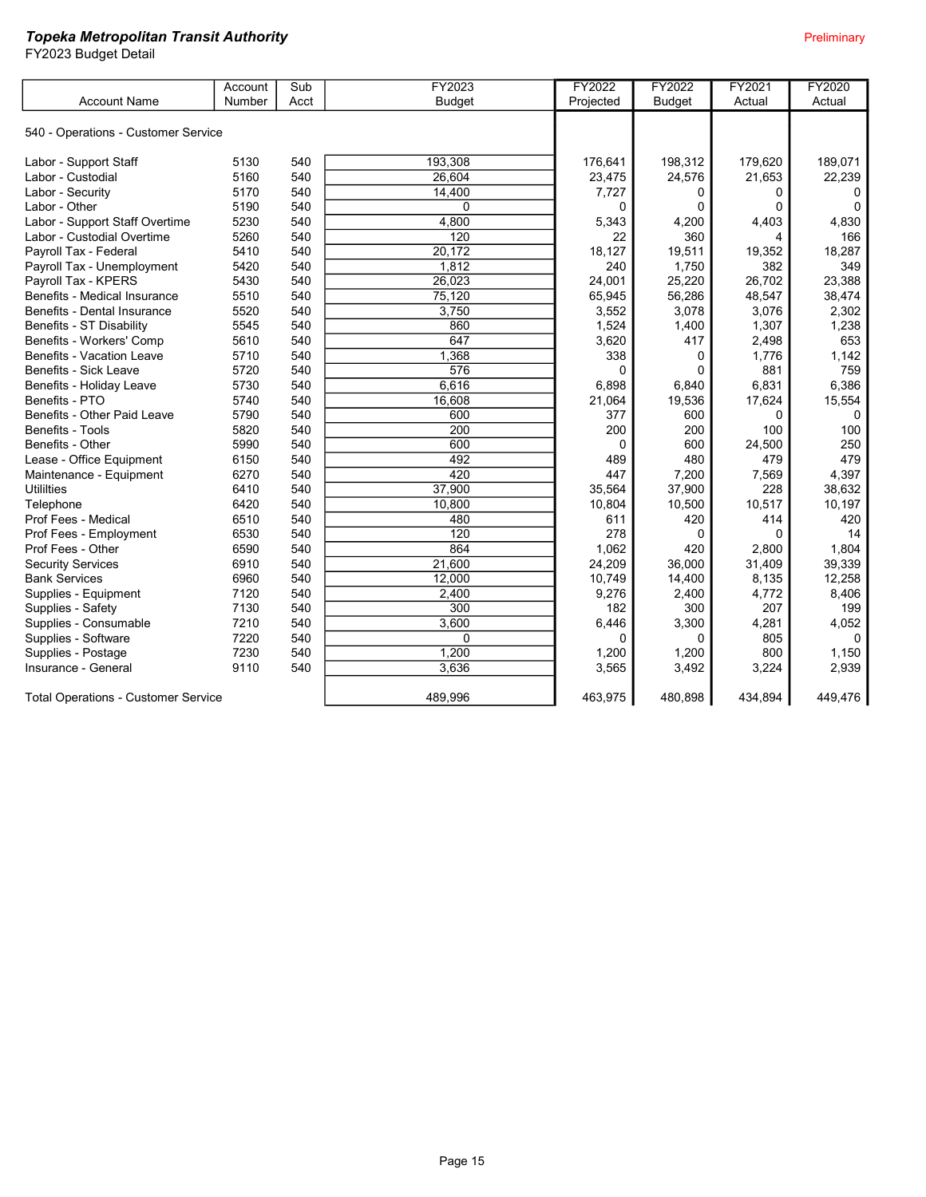**_Topeka Metropolitan Transit Authority_**

FY2023 Budget Detail

Preliminary

| Account Name | Account Number | Sub Acct | FY2023 Budget | FY2022 Projected | FY2022 Budget | FY2021 Actual | FY2020 Actual |
|---|---|---|---|---|---|---|---|
| 540 - Operations - Customer Service | | | | | | | |
| Labor - Support Staff | 5130 | 540 | 193,308 | 176,641 | 198,312 | 179,620 | 189,071 |
| Labor - Custodial | 5160 | 540 | 26,604 | 23,475 | 24,576 | 21,653 | 22,239 |
| Labor - Security | 5170 | 540 | 14,400 | 7,727 | 0 | 0 | 0 |
| Labor - Other | 5190 | 540 | 0 | 0 | 0 | 0 | 0 |
| Labor - Support Staff Overtime | 5230 | 540 | 4,800 | 5,343 | 4,200 | 4,403 | 4,830 |
| Labor - Custodial Overtime | 5260 | 540 | 120 | 22 | 360 | 4 | 166 |
| Payroll Tax - Federal | 5410 | 540 | 20,172 | 18,127 | 19,511 | 19,352 | 18,287 |
| Payroll Tax - Unemployment | 5420 | 540 | 1,812 | 240 | 1,750 | 382 | 349 |
| Payroll Tax - KPERS | 5430 | 540 | 26,023 | 24,001 | 25,220 | 26,702 | 23,388 |
| Benefits - Medical Insurance | 5510 | 540 | 75,120 | 65,945 | 56,286 | 48,547 | 38,474 |
| Benefits - Dental Insurance | 5520 | 540 | 3,750 | 3,552 | 3,078 | 3,076 | 2,302 |
| Benefits - ST Disability | 5545 | 540 | 860 | 1,524 | 1,400 | 1,307 | 1,238 |
| Benefits - Workers' Comp | 5610 | 540 | 647 | 3,620 | 417 | 2,498 | 653 |
| Benefits - Vacation Leave | 5710 | 540 | 1,368 | 338 | 0 | 1,776 | 1,142 |
| Benefits - Sick Leave | 5720 | 540 | 576 | 0 | 0 | 881 | 759 |
| Benefits - Holiday Leave | 5730 | 540 | 6,616 | 6,898 | 6,840 | 6,831 | 6,386 |
| Benefits - PTO | 5740 | 540 | 16,608 | 21,064 | 19,536 | 17,624 | 15,554 |
| Benefits - Other Paid Leave | 5790 | 540 | 600 | 377 | 600 | 0 | 0 |
| Benefits - Tools | 5820 | 540 | 200 | 200 | 200 | 100 | 100 |
| Benefits - Other | 5990 | 540 | 600 | 0 | 600 | 24,500 | 250 |
| Lease - Office Equipment | 6150 | 540 | 492 | 489 | 480 | 479 | 479 |
| Maintenance - Equipment | 6270 | 540 | 420 | 447 | 7,200 | 7,569 | 4,397 |
| Utililties | 6410 | 540 | 37,900 | 35,564 | 37,900 | 228 | 38,632 |
| Telephone | 6420 | 540 | 10,800 | 10,804 | 10,500 | 10,517 | 10,197 |
| Prof Fees - Medical | 6510 | 540 | 480 | 611 | 420 | 414 | 420 |
| Prof Fees - Employment | 6530 | 540 | 120 | 278 | 0 | 0 | 14 |
| Prof Fees - Other | 6590 | 540 | 864 | 1,062 | 420 | 2,800 | 1,804 |
| Security Services | 6910 | 540 | 21,600 | 24,209 | 36,000 | 31,409 | 39,339 |
| Bank Services | 6960 | 540 | 12,000 | 10,749 | 14,400 | 8,135 | 12,258 |
| Supplies - Equipment | 7120 | 540 | 2,400 | 9,276 | 2,400 | 4,772 | 8,406 |
| Supplies - Safety | 7130 | 540 | 300 | 182 | 300 | 207 | 199 |
| Supplies - Consumable | 7210 | 540 | 3,600 | 6,446 | 3,300 | 4,281 | 4,052 |
| Supplies - Software | 7220 | 540 | 0 | 0 | 0 | 805 | 0 |
| Supplies - Postage | 7230 | 540 | 1,200 | 1,200 | 1,200 | 800 | 1,150 |
| Insurance - General | 9110 | 540 | 3,636 | 3,565 | 3,492 | 3,224 | 2,939 |
| Total Operations - Customer Service | | | 489,996 | 463,975 | 480,898 | 434,894 | 449,476 |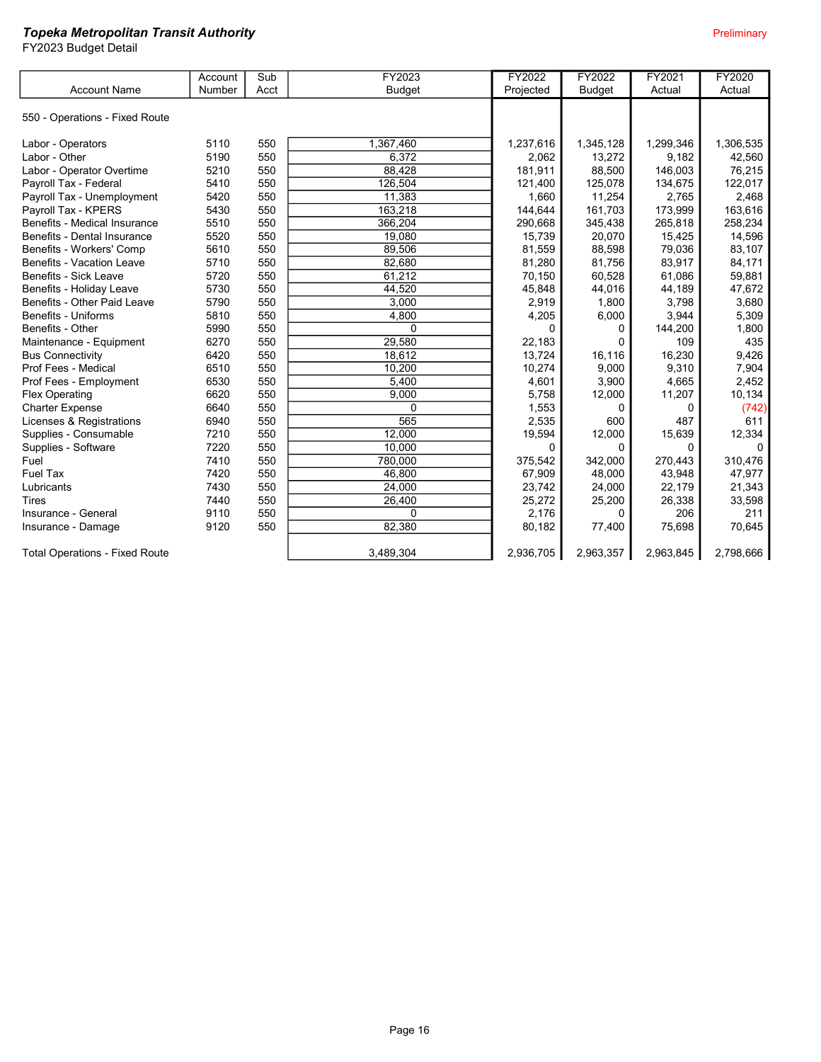**_Topeka Metropolitan Transit Authority_**

FY2023 Budget Detail

Preliminary

| Account Name | Account Number | Sub Acct | FY2023 Budget | FY2022 Projected | FY2022 Budget | FY2021 Actual | FY2020 Actual |
|---|---|---|---|---|---|---|---|
| 550 - Operations - Fixed Route | | | | | | | |
| Labor - Operators | 5110 | 550 | 1,367,460 | 1,237,616 | 1,345,128 | 1,299,346 | 1,306,535 |
| Labor - Other | 5190 | 550 | 6,372 | 2,062 | 13,272 | 9,182 | 42,560 |
| Labor - Operator Overtime | 5210 | 550 | 88,428 | 181,911 | 88,500 | 146,003 | 76,215 |
| Payroll Tax - Federal | 5410 | 550 | 126,504 | 121,400 | 125,078 | 134,675 | 122,017 |
| Payroll Tax - Unemployment | 5420 | 550 | 11,383 | 1,660 | 11,254 | 2,765 | 2,468 |
| Payroll Tax - KPERS | 5430 | 550 | 163,218 | 144,644 | 161,703 | 173,999 | 163,616 |
| Benefits - Medical Insurance | 5510 | 550 | 366,204 | 290,668 | 345,438 | 265,818 | 258,234 |
| Benefits - Dental Insurance | 5520 | 550 | 19,080 | 15,739 | 20,070 | 15,425 | 14,596 |
| Benefits - Workers' Comp | 5610 | 550 | 89,506 | 81,559 | 88,598 | 79,036 | 83,107 |
| Benefits - Vacation Leave | 5710 | 550 | 82,680 | 81,280 | 81,756 | 83,917 | 84,171 |
| Benefits - Sick Leave | 5720 | 550 | 61,212 | 70,150 | 60,528 | 61,086 | 59,881 |
| Benefits - Holiday Leave | 5730 | 550 | 44,520 | 45,848 | 44,016 | 44,189 | 47,672 |
| Benefits - Other Paid Leave | 5790 | 550 | 3,000 | 2,919 | 1,800 | 3,798 | 3,680 |
| Benefits - Uniforms | 5810 | 550 | 4,800 | 4,205 | 6,000 | 3,944 | 5,309 |
| Benefits - Other | 5990 | 550 | 0 | 0 | 0 | 144,200 | 1,800 |
| Maintenance - Equipment | 6270 | 550 | 29,580 | 22,183 | 0 | 109 | 435 |
| Bus Connectivity | 6420 | 550 | 18,612 | 13,724 | 16,116 | 16,230 | 9,426 |
| Prof Fees - Medical | 6510 | 550 | 10,200 | 10,274 | 9,000 | 9,310 | 7,904 |
| Prof Fees - Employment | 6530 | 550 | 5,400 | 4,601 | 3,900 | 4,665 | 2,452 |
| Flex Operating | 6620 | 550 | 9,000 | 5,758 | 12,000 | 11,207 | 10,134 |
| Charter Expense | 6640 | 550 | 0 | 1,553 | 0 | 0 | (742) |
| Licenses & Registrations | 6940 | 550 | 565 | 2,535 | 600 | 487 | 611 |
| Supplies - Consumable | 7210 | 550 | 12,000 | 19,594 | 12,000 | 15,639 | 12,334 |
| Supplies - Software | 7220 | 550 | 10,000 | 0 | 0 | 0 | 0 |
| Fuel | 7410 | 550 | 780,000 | 375,542 | 342,000 | 270,443 | 310,476 |
| Fuel Tax | 7420 | 550 | 46,800 | 67,909 | 48,000 | 43,948 | 47,977 |
| Lubricants | 7430 | 550 | 24,000 | 23,742 | 24,000 | 22,179 | 21,343 |
| Tires | 7440 | 550 | 26,400 | 25,272 | 25,200 | 26,338 | 33,598 |
| Insurance - General | 9110 | 550 | 0 | 2,176 | 0 | 206 | 211 |
| Insurance - Damage | 9120 | 550 | 82,380 | 80,182 | 77,400 | 75,698 | 70,645 |
| Total Operations - Fixed Route | | | 3,489,304 | 2,936,705 | 2,963,357 | 2,963,845 | 2,798,666 |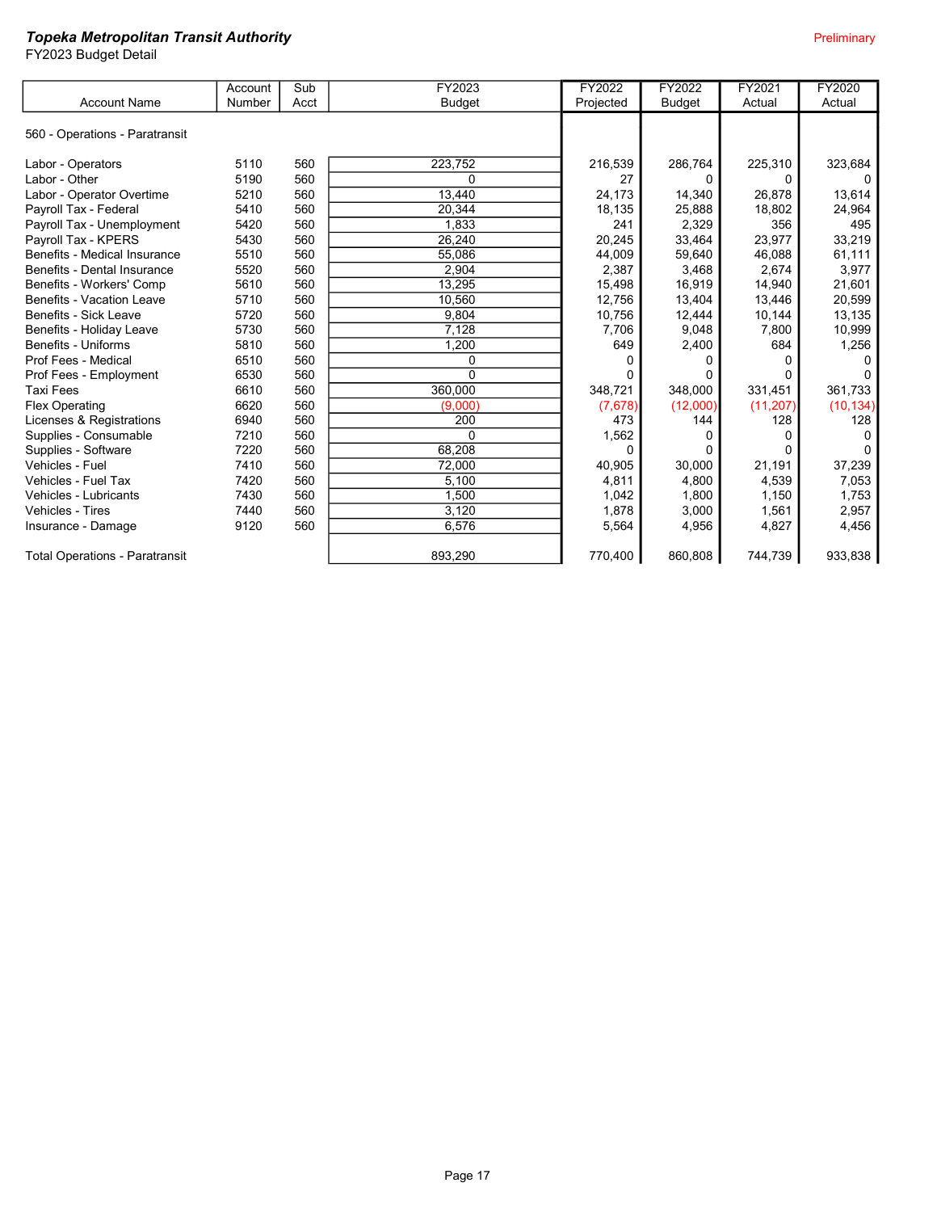***Topeka Metropolitan Transit Authority***

FY2023 Budget Detail

Preliminary

| Account Name | Account Number | Sub Acct | FY2023 Budget | FY2022 Projected | FY2022 Budget | FY2021 Actual | FY2020 Actual |
|---|---|---|---|---|---|---|---|
| 560 - Operations - Paratransit | | | | | | | |
| Labor - Operators | 5110 | 560 | 223,752 | 216,539 | 286,764 | 225,310 | 323,684 |
| Labor - Other | 5190 | 560 | 0 | 27 | 0 | 0 | 0 |
| Labor - Operator Overtime | 5210 | 560 | 13,440 | 24,173 | 14,340 | 26,878 | 13,614 |
| Payroll Tax - Federal | 5410 | 560 | 20,344 | 18,135 | 25,888 | 18,802 | 24,964 |
| Payroll Tax - Unemployment | 5420 | 560 | 1,833 | 241 | 2,329 | 356 | 495 |
| Payroll Tax - KPERS | 5430 | 560 | 26,240 | 20,245 | 33,464 | 23,977 | 33,219 |
| Benefits - Medical Insurance | 5510 | 560 | 55,086 | 44,009 | 59,640 | 46,088 | 61,111 |
| Benefits - Dental Insurance | 5520 | 560 | 2,904 | 2,387 | 3,468 | 2,674 | 3,977 |
| Benefits - Workers' Comp | 5610 | 560 | 13,295 | 15,498 | 16,919 | 14,940 | 21,601 |
| Benefits - Vacation Leave | 5710 | 560 | 10,560 | 12,756 | 13,404 | 13,446 | 20,599 |
| Benefits - Sick Leave | 5720 | 560 | 9,804 | 10,756 | 12,444 | 10,144 | 13,135 |
| Benefits - Holiday Leave | 5730 | 560 | 7,128 | 7,706 | 9,048 | 7,800 | 10,999 |
| Benefits - Uniforms | 5810 | 560 | 1,200 | 649 | 2,400 | 684 | 1,256 |
| Prof Fees - Medical | 6510 | 560 | 0 | 0 | 0 | 0 | 0 |
| Prof Fees - Employment | 6530 | 560 | 0 | 0 | 0 | 0 | 0 |
| Taxi Fees | 6610 | 560 | 360,000 | 348,721 | 348,000 | 331,451 | 361,733 |
| Flex Operating | 6620 | 560 | (9,000) | (7,678) | (12,000) | (11,207) | (10,134) |
| Licenses & Registrations | 6940 | 560 | 200 | 473 | 144 | 128 | 128 |
| Supplies - Consumable | 7210 | 560 | 0 | 1,562 | 0 | 0 | 0 |
| Supplies - Software | 7220 | 560 | 68,208 | 0 | 0 | 0 | 0 |
| Vehicles - Fuel | 7410 | 560 | 72,000 | 40,905 | 30,000 | 21,191 | 37,239 |
| Vehicles - Fuel Tax | 7420 | 560 | 5,100 | 4,811 | 4,800 | 4,539 | 7,053 |
| Vehicles - Lubricants | 7430 | 560 | 1,500 | 1,042 | 1,800 | 1,150 | 1,753 |
| Vehicles - Tires | 7440 | 560 | 3,120 | 1,878 | 3,000 | 1,561 | 2,957 |
| Insurance - Damage | 9120 | 560 | 6,576 | 5,564 | 4,956 | 4,827 | 4,456 |
| Total Operations - Paratransit | | | 893,290 | 770,400 | 860,808 | 744,739 | 933,838 |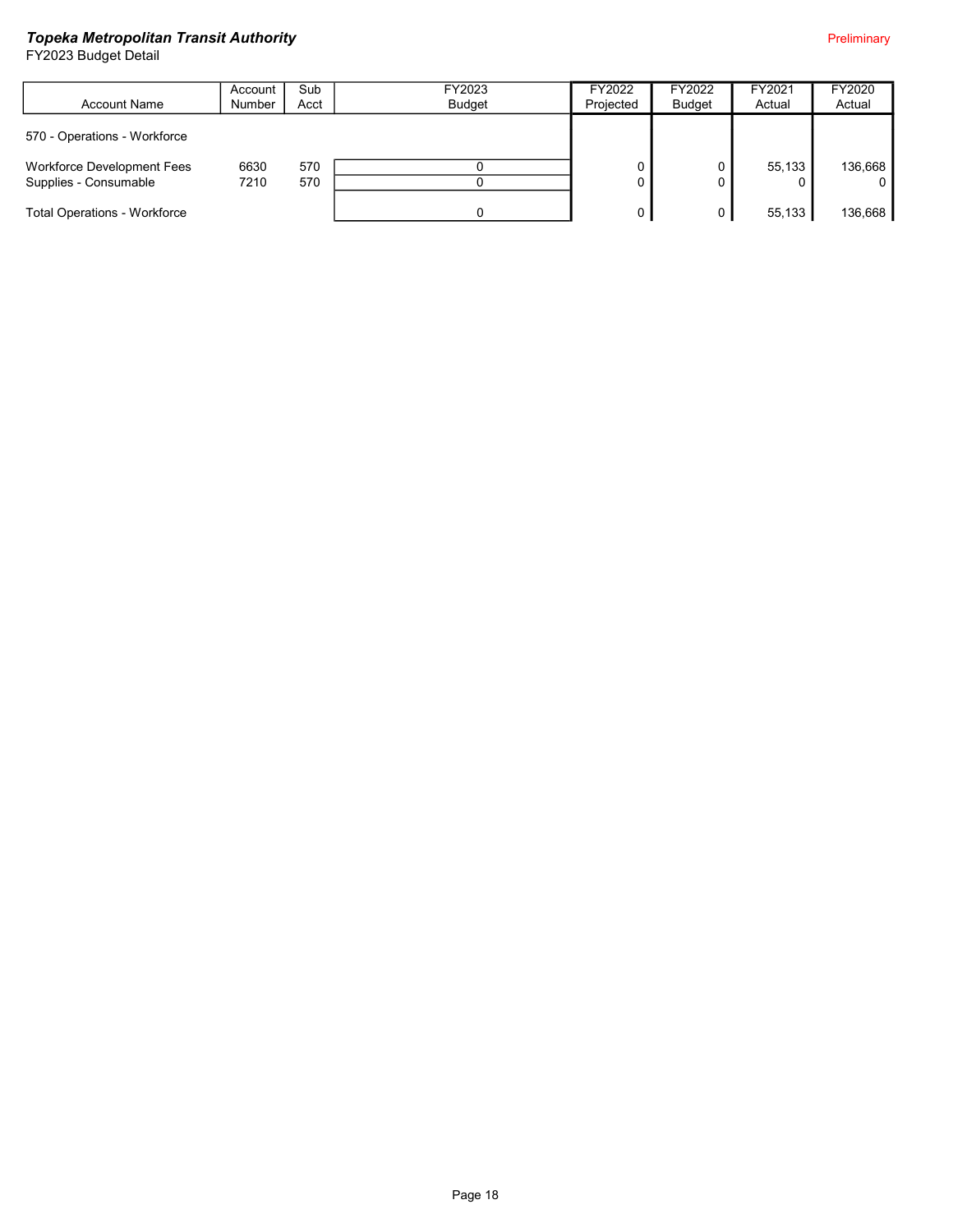***Topeka Metropolitan Transit Authority***

FY2023 Budget Detail

Preliminary

| Account Name | Account Number | Sub Acct | FY2023 Budget | FY2022 Projected | FY2022 Budget | FY2021 Actual | FY2020 Actual |
|---|---|---|---|---|---|---|---|
| 570 - Operations - Workforce | | | | | | | |
| Workforce Development Fees | 6630 | 570 | 0 | 0 | 0 | 55,133 | 136,668 |
| Supplies - Consumable | 7210 | 570 | 0 | 0 | 0 | 0 | 0 |
| Total Operations - Workforce | | | 0 | 0 | 0 | 55,133 | 136,668 |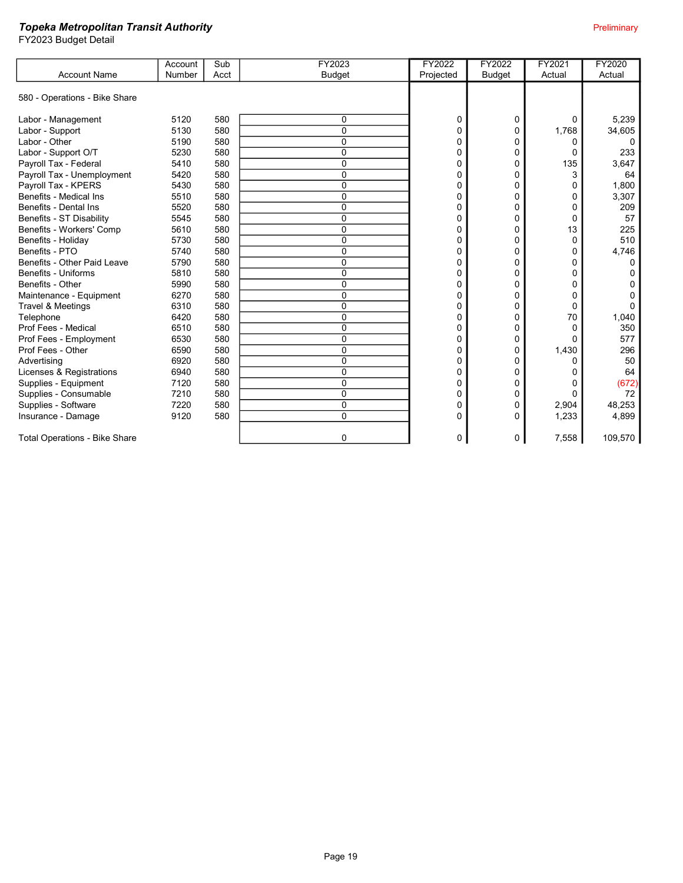***Topeka Metropolitan Transit Authority***

FY2023 Budget Detail

Preliminary

| Account Name | Account Number | Sub Acct | FY2023 Budget | FY2022 Projected | FY2022 Budget | FY2021 Actual | FY2020 Actual |
|---|---|---|---|---|---|---|---|
| 580 - Operations - Bike Share | | | | | | | |
| Labor - Management | 5120 | 580 | 0 | 0 | 0 | 0 | 5,239 |
| Labor - Support | 5130 | 580 | 0 | 0 | 0 | 1,768 | 34,605 |
| Labor - Other | 5190 | 580 | 0 | 0 | 0 | 0 | 0 |
| Labor - Support O/T | 5230 | 580 | 0 | 0 | 0 | 0 | 233 |
| Payroll Tax - Federal | 5410 | 580 | 0 | 0 | 0 | 135 | 3,647 |
| Payroll Tax - Unemployment | 5420 | 580 | 0 | 0 | 0 | 3 | 64 |
| Payroll Tax - KPERS | 5430 | 580 | 0 | 0 | 0 | 0 | 1,800 |
| Benefits - Medical Ins | 5510 | 580 | 0 | 0 | 0 | 0 | 3,307 |
| Benefits - Dental Ins | 5520 | 580 | 0 | 0 | 0 | 0 | 209 |
| Benefits - ST Disability | 5545 | 580 | 0 | 0 | 0 | 0 | 57 |
| Benefits - Workers' Comp | 5610 | 580 | 0 | 0 | 0 | 13 | 225 |
| Benefits - Holiday | 5730 | 580 | 0 | 0 | 0 | 0 | 510 |
| Benefits - PTO | 5740 | 580 | 0 | 0 | 0 | 0 | 4,746 |
| Benefits - Other Paid Leave | 5790 | 580 | 0 | 0 | 0 | 0 | 0 |
| Benefits - Uniforms | 5810 | 580 | 0 | 0 | 0 | 0 | 0 |
| Benefits - Other | 5990 | 580 | 0 | 0 | 0 | 0 | 0 |
| Maintenance - Equipment | 6270 | 580 | 0 | 0 | 0 | 0 | 0 |
| Travel & Meetings | 6310 | 580 | 0 | 0 | 0 | 0 | 0 |
| Telephone | 6420 | 580 | 0 | 0 | 0 | 70 | 1,040 |
| Prof Fees - Medical | 6510 | 580 | 0 | 0 | 0 | 0 | 350 |
| Prof Fees - Employment | 6530 | 580 | 0 | 0 | 0 | 0 | 577 |
| Prof Fees - Other | 6590 | 580 | 0 | 0 | 0 | 1,430 | 296 |
| Advertising | 6920 | 580 | 0 | 0 | 0 | 0 | 50 |
| Licenses & Registrations | 6940 | 580 | 0 | 0 | 0 | 0 | 64 |
| Supplies - Equipment | 7120 | 580 | 0 | 0 | 0 | 0 | (672) |
| Supplies - Consumable | 7210 | 580 | 0 | 0 | 0 | 0 | 72 |
| Supplies - Software | 7220 | 580 | 0 | 0 | 0 | 2,904 | 48,253 |
| Insurance - Damage | 9120 | 580 | 0 | 0 | 0 | 1,233 | 4,899 |
| Total Operations - Bike Share | | | 0 | 0 | 0 | 7,558 | 109,570 |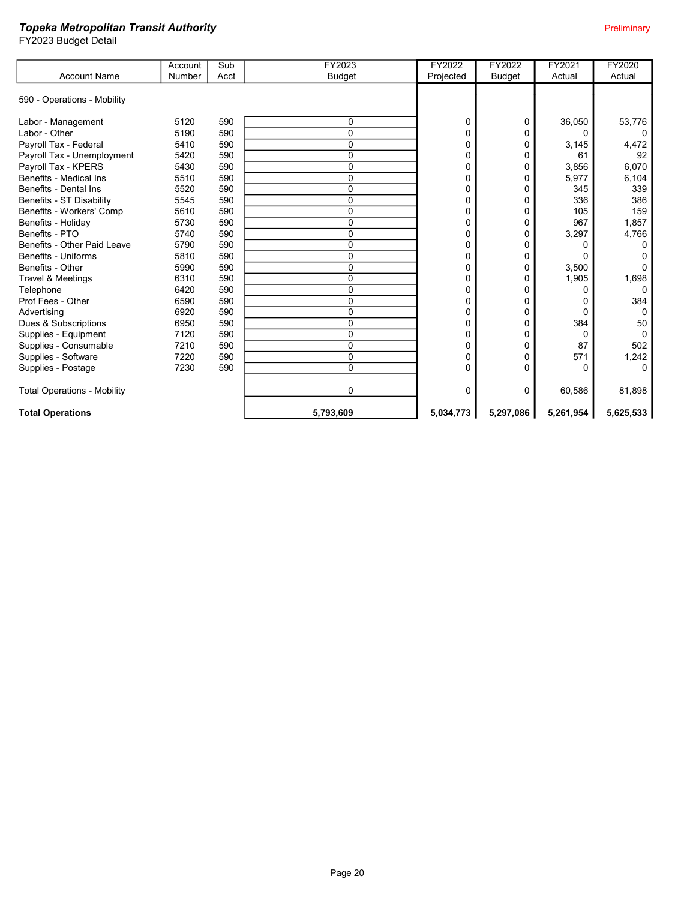***Topeka Metropolitan Transit Authority***
FY2023 Budget Detail

Preliminary

| Account Name | Account Number | Sub Acct | FY2023 Budget | FY2022 Projected | FY2022 Budget | FY2021 Actual | FY2020 Actual |
|---|---|---|---|---|---|---|---|
| 590 - Operations - Mobility | | | | | | | |
| Labor - Management | 5120 | 590 | 0 | 0 | 0 | 36,050 | 53,776 |
| Labor - Other | 5190 | 590 | 0 | 0 | 0 | 0 | 0 |
| Payroll Tax - Federal | 5410 | 590 | 0 | 0 | 0 | 3,145 | 4,472 |
| Payroll Tax - Unemployment | 5420 | 590 | 0 | 0 | 0 | 61 | 92 |
| Payroll Tax - KPERS | 5430 | 590 | 0 | 0 | 0 | 3,856 | 6,070 |
| Benefits - Medical Ins | 5510 | 590 | 0 | 0 | 0 | 5,977 | 6,104 |
| Benefits - Dental Ins | 5520 | 590 | 0 | 0 | 0 | 345 | 339 |
| Benefits - ST Disability | 5545 | 590 | 0 | 0 | 0 | 336 | 386 |
| Benefits - Workers' Comp | 5610 | 590 | 0 | 0 | 0 | 105 | 159 |
| Benefits - Holiday | 5730 | 590 | 0 | 0 | 0 | 967 | 1,857 |
| Benefits - PTO | 5740 | 590 | 0 | 0 | 0 | 3,297 | 4,766 |
| Benefits - Other Paid Leave | 5790 | 590 | 0 | 0 | 0 | 0 | 0 |
| Benefits - Uniforms | 5810 | 590 | 0 | 0 | 0 | 0 | 0 |
| Benefits - Other | 5990 | 590 | 0 | 0 | 0 | 3,500 | 0 |
| Travel & Meetings | 6310 | 590 | 0 | 0 | 0 | 1,905 | 1,698 |
| Telephone | 6420 | 590 | 0 | 0 | 0 | 0 | 0 |
| Prof Fees - Other | 6590 | 590 | 0 | 0 | 0 | 0 | 384 |
| Advertising | 6920 | 590 | 0 | 0 | 0 | 0 | 0 |
| Dues & Subscriptions | 6950 | 590 | 0 | 0 | 0 | 384 | 50 |
| Supplies - Equipment | 7120 | 590 | 0 | 0 | 0 | 0 | 0 |
| Supplies - Consumable | 7210 | 590 | 0 | 0 | 0 | 87 | 502 |
| Supplies - Software | 7220 | 590 | 0 | 0 | 0 | 571 | 1,242 |
| Supplies - Postage | 7230 | 590 | 0 | 0 | 0 | 0 | 0 |
| Total Operations - Mobility | | | 0 | 0 | 0 | 60,586 | 81,898 |
| **Total Operations** | | | **5,793,609** | **5,034,773** | **5,297,086** | **5,261,954** | **5,625,533** |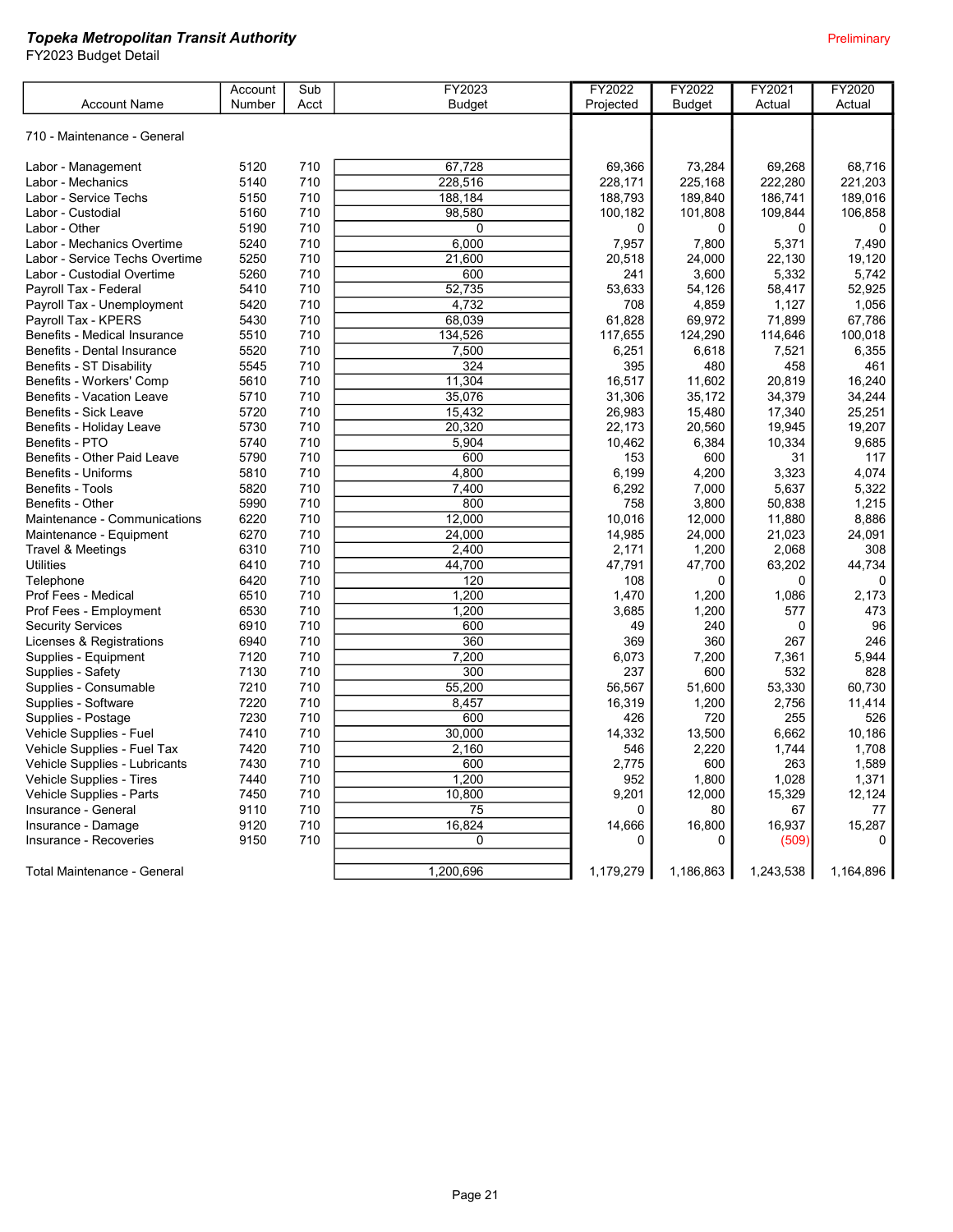***Topeka Metropolitan Transit Authority***

FY2023 Budget Detail

Preliminary

| Account Name | Account Number | Sub Acct | FY2023 Budget | FY2022 Projected | FY2022 Budget | FY2021 Actual | FY2020 Actual |
|---|---|---|---|---|---|---|---|
| 710 - Maintenance - General | | | | | | | |
| Labor - Management | 5120 | 710 | 67,728 | 69,366 | 73,284 | 69,268 | 68,716 |
| Labor - Mechanics | 5140 | 710 | 228,516 | 228,171 | 225,168 | 222,280 | 221,203 |
| Labor - Service Techs | 5150 | 710 | 188,184 | 188,793 | 189,840 | 186,741 | 189,016 |
| Labor - Custodial | 5160 | 710 | 98,580 | 100,182 | 101,808 | 109,844 | 106,858 |
| Labor - Other | 5190 | 710 | 0 | 0 | 0 | 0 | 0 |
| Labor - Mechanics Overtime | 5240 | 710 | 6,000 | 7,957 | 7,800 | 5,371 | 7,490 |
| Labor - Service Techs Overtime | 5250 | 710 | 21,600 | 20,518 | 24,000 | 22,130 | 19,120 |
| Labor - Custodial Overtime | 5260 | 710 | 600 | 241 | 3,600 | 5,332 | 5,742 |
| Payroll Tax - Federal | 5410 | 710 | 52,735 | 53,633 | 54,126 | 58,417 | 52,925 |
| Payroll Tax - Unemployment | 5420 | 710 | 4,732 | 708 | 4,859 | 1,127 | 1,056 |
| Payroll Tax - KPERS | 5430 | 710 | 68,039 | 61,828 | 69,972 | 71,899 | 67,786 |
| Benefits - Medical Insurance | 5510 | 710 | 134,526 | 117,655 | 124,290 | 114,646 | 100,018 |
| Benefits - Dental Insurance | 5520 | 710 | 7,500 | 6,251 | 6,618 | 7,521 | 6,355 |
| Benefits - ST Disability | 5545 | 710 | 324 | 395 | 480 | 458 | 461 |
| Benefits - Workers' Comp | 5610 | 710 | 11,304 | 16,517 | 11,602 | 20,819 | 16,240 |
| Benefits - Vacation Leave | 5710 | 710 | 35,076 | 31,306 | 35,172 | 34,379 | 34,244 |
| Benefits - Sick Leave | 5720 | 710 | 15,432 | 26,983 | 15,480 | 17,340 | 25,251 |
| Benefits - Holiday Leave | 5730 | 710 | 20,320 | 22,173 | 20,560 | 19,945 | 19,207 |
| Benefits - PTO | 5740 | 710 | 5,904 | 10,462 | 6,384 | 10,334 | 9,685 |
| Benefits - Other Paid Leave | 5790 | 710 | 600 | 153 | 600 | 31 | 117 |
| Benefits - Uniforms | 5810 | 710 | 4,800 | 6,199 | 4,200 | 3,323 | 4,074 |
| Benefits - Tools | 5820 | 710 | 7,400 | 6,292 | 7,000 | 5,637 | 5,322 |
| Benefits - Other | 5990 | 710 | 800 | 758 | 3,800 | 50,838 | 1,215 |
| Maintenance - Communications | 6220 | 710 | 12,000 | 10,016 | 12,000 | 11,880 | 8,886 |
| Maintenance - Equipment | 6270 | 710 | 24,000 | 14,985 | 24,000 | 21,023 | 24,091 |
| Travel & Meetings | 6310 | 710 | 2,400 | 2,171 | 1,200 | 2,068 | 308 |
| Utilities | 6410 | 710 | 44,700 | 47,791 | 47,700 | 63,202 | 44,734 |
| Telephone | 6420 | 710 | 120 | 108 | 0 | 0 | 0 |
| Prof Fees - Medical | 6510 | 710 | 1,200 | 1,470 | 1,200 | 1,086 | 2,173 |
| Prof Fees - Employment | 6530 | 710 | 1,200 | 3,685 | 1,200 | 577 | 473 |
| Security Services | 6910 | 710 | 600 | 49 | 240 | 0 | 96 |
| Licenses & Registrations | 6940 | 710 | 360 | 369 | 360 | 267 | 246 |
| Supplies - Equipment | 7120 | 710 | 7,200 | 6,073 | 7,200 | 7,361 | 5,944 |
| Supplies - Safety | 7130 | 710 | 300 | 237 | 600 | 532 | 828 |
| Supplies - Consumable | 7210 | 710 | 55,200 | 56,567 | 51,600 | 53,330 | 60,730 |
| Supplies - Software | 7220 | 710 | 8,457 | 16,319 | 1,200 | 2,756 | 11,414 |
| Supplies - Postage | 7230 | 710 | 600 | 426 | 720 | 255 | 526 |
| Vehicle Supplies - Fuel | 7410 | 710 | 30,000 | 14,332 | 13,500 | 6,662 | 10,186 |
| Vehicle Supplies - Fuel Tax | 7420 | 710 | 2,160 | 546 | 2,220 | 1,744 | 1,708 |
| Vehicle Supplies - Lubricants | 7430 | 710 | 600 | 2,775 | 600 | 263 | 1,589 |
| Vehicle Supplies - Tires | 7440 | 710 | 1,200 | 952 | 1,800 | 1,028 | 1,371 |
| Vehicle Supplies - Parts | 7450 | 710 | 10,800 | 9,201 | 12,000 | 15,329 | 12,124 |
| Insurance - General | 9110 | 710 | 75 | 0 | 80 | 67 | 77 |
| Insurance - Damage | 9120 | 710 | 16,824 | 14,666 | 16,800 | 16,937 | 15,287 |
| Insurance - Recoveries | 9150 | 710 | 0 | 0 | 0 | (509) | 0 |
| Total Maintenance - General | | | 1,200,696 | 1,179,279 | 1,186,863 | 1,243,538 | 1,164,896 |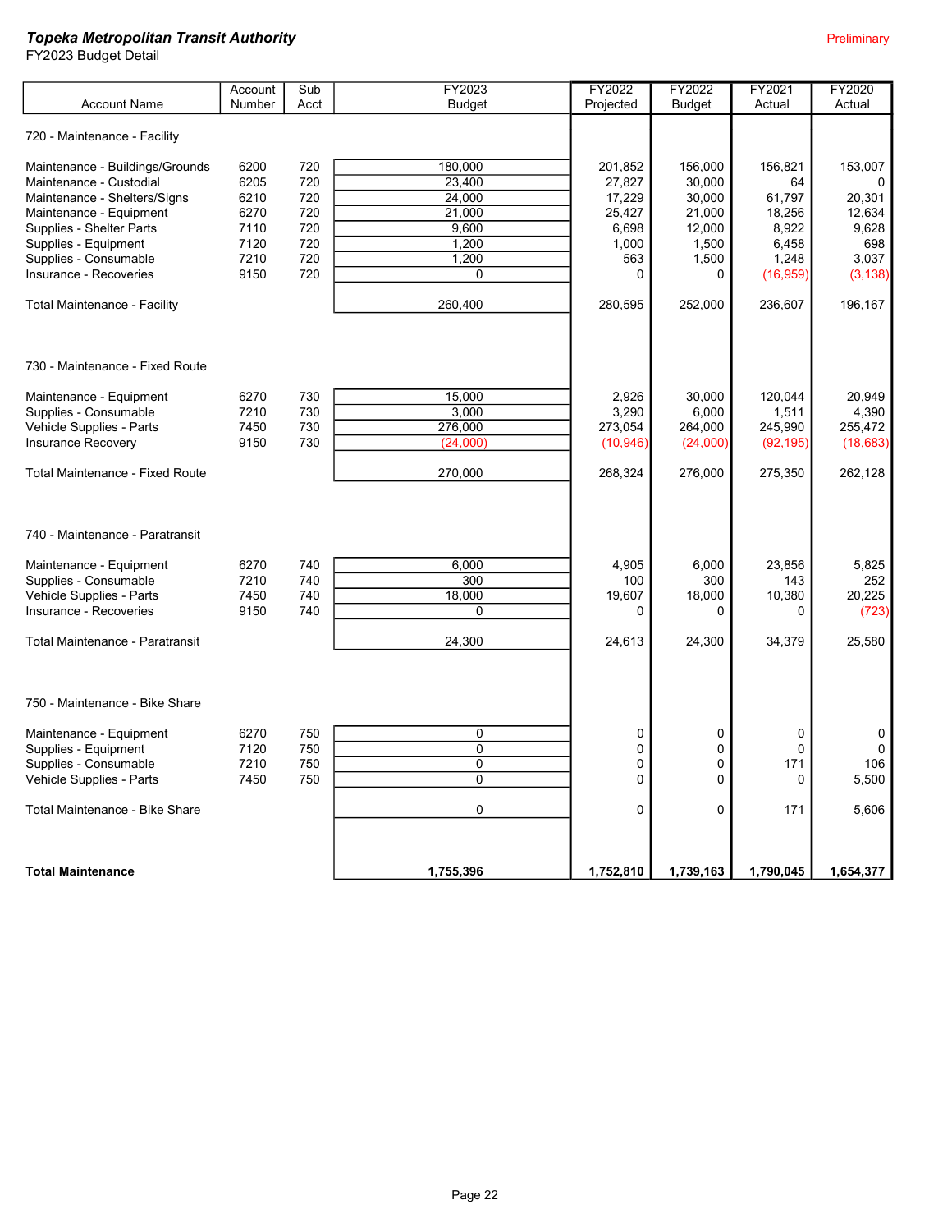***Topeka Metropolitan Transit Authority***
FY2023 Budget Detail

Preliminary

| Account Name | Account Number | Sub Acct | FY2023 Budget | FY2022 Projected | FY2022 Budget | FY2021 Actual | FY2020 Actual |
|---|---|---|---|---|---|---|---|
| **720 - Maintenance - Facility** | | | | | | | |
| Maintenance - Buildings/Grounds | 6200 | 720 | 180,000 | 201,852 | 156,000 | 156,821 | 153,007 |
| Maintenance - Custodial | 6205 | 720 | 23,400 | 27,827 | 30,000 | 64 | 0 |
| Maintenance - Shelters/Signs | 6210 | 720 | 24,000 | 17,229 | 30,000 | 61,797 | 20,301 |
| Maintenance - Equipment | 6270 | 720 | 21,000 | 25,427 | 21,000 | 18,256 | 12,634 |
| Supplies - Shelter Parts | 7110 | 720 | 9,600 | 6,698 | 12,000 | 8,922 | 9,628 |
| Supplies - Equipment | 7120 | 720 | 1,200 | 1,000 | 1,500 | 6,458 | 698 |
| Supplies - Consumable | 7210 | 720 | 1,200 | 563 | 1,500 | 1,248 | 3,037 |
| Insurance - Recoveries | 9150 | 720 | 0 | 0 | 0 | (16,959) | (3,138) |
| Total Maintenance - Facility | | | 260,400 | 280,595 | 252,000 | 236,607 | 196,167 |
| **730 - Maintenance - Fixed Route** | | | | | | | |
| Maintenance - Equipment | 6270 | 730 | 15,000 | 2,926 | 30,000 | 120,044 | 20,949 |
| Supplies - Consumable | 7210 | 730 | 3,000 | 3,290 | 6,000 | 1,511 | 4,390 |
| Vehicle Supplies - Parts | 7450 | 730 | 276,000 | 273,054 | 264,000 | 245,990 | 255,472 |
| Insurance Recovery | 9150 | 730 | (24,000) | (10,946) | (24,000) | (92,195) | (18,683) |
| Total Maintenance - Fixed Route | | | 270,000 | 268,324 | 276,000 | 275,350 | 262,128 |
| **740 - Maintenance - Paratransit** | | | | | | | |
| Maintenance - Equipment | 6270 | 740 | 6,000 | 4,905 | 6,000 | 23,856 | 5,825 |
| Supplies - Consumable | 7210 | 740 | 300 | 100 | 300 | 143 | 252 |
| Vehicle Supplies - Parts | 7450 | 740 | 18,000 | 19,607 | 18,000 | 10,380 | 20,225 |
| Insurance - Recoveries | 9150 | 740 | 0 | 0 | 0 | 0 | (723) |
| Total Maintenance - Paratransit | | | 24,300 | 24,613 | 24,300 | 34,379 | 25,580 |
| **750 - Maintenance - Bike Share** | | | | | | | |
| Maintenance - Equipment | 6270 | 750 | 0 | 0 | 0 | 0 | 0 |
| Supplies - Equipment | 7120 | 750 | 0 | 0 | 0 | 0 | 0 |
| Supplies - Consumable | 7210 | 750 | 0 | 0 | 0 | 171 | 106 |
| Vehicle Supplies - Parts | 7450 | 750 | 0 | 0 | 0 | 0 | 5,500 |
| Total Maintenance - Bike Share | | | 0 | 0 | 0 | 171 | 5,606 |
| **Total Maintenance** | | | **1,755,396** | **1,752,810** | **1,739,163** | **1,790,045** | **1,654,377** |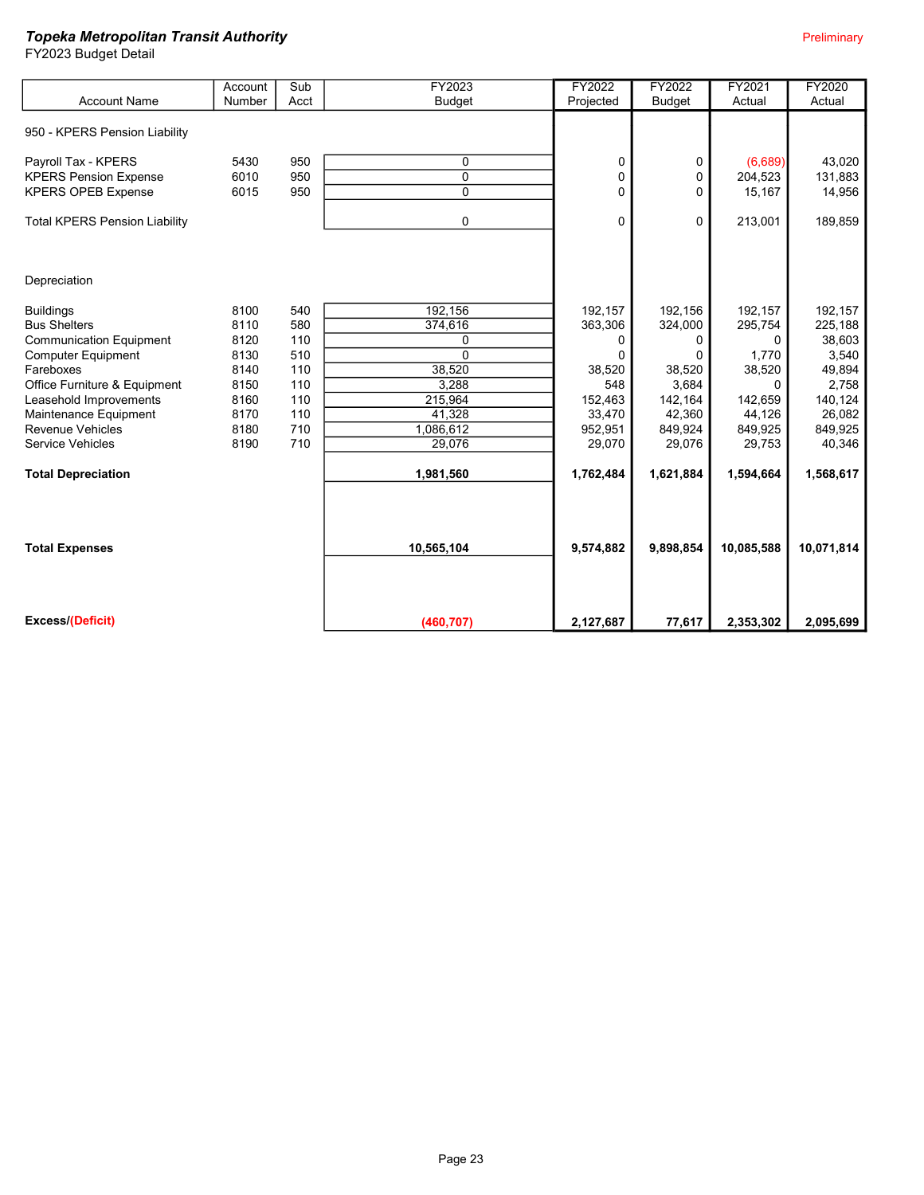***Topeka Metropolitan Transit Authority***
FY2023 Budget Detail

Preliminary

| Account Name | Account Number | Sub Acct | FY2023 Budget | FY2022 Projected | FY2022 Budget | FY2021 Actual | FY2020 Actual |
|---|---|---|---|---|---|---|---|
| 950 - KPERS Pension Liability | | | | | | | |
| Payroll Tax - KPERS | 5430 | 950 | 0 | 0 | 0 | (6,689) | 43,020 |
| KPERS Pension Expense | 6010 | 950 | 0 | 0 | 0 | 204,523 | 131,883 |
| KPERS OPEB Expense | 6015 | 950 | 0 | 0 | 0 | 15,167 | 14,956 |
| Total KPERS Pension Liability | | | 0 | 0 | 0 | 213,001 | 189,859 |
| Depreciation | | | | | | | |
| Buildings | 8100 | 540 | 192,156 | 192,157 | 192,156 | 192,157 | 192,157 |
| Bus Shelters | 8110 | 580 | 374,616 | 363,306 | 324,000 | 295,754 | 225,188 |
| Communication Equipment | 8120 | 110 | 0 | 0 | 0 | 0 | 38,603 |
| Computer Equipment | 8130 | 510 | 0 | 0 | 0 | 1,770 | 3,540 |
| Fareboxes | 8140 | 110 | 38,520 | 38,520 | 38,520 | 38,520 | 49,894 |
| Office Furniture & Equipment | 8150 | 110 | 3,288 | 548 | 3,684 | 0 | 2,758 |
| Leasehold Improvements | 8160 | 110 | 215,964 | 152,463 | 142,164 | 142,659 | 140,124 |
| Maintenance Equipment | 8170 | 110 | 41,328 | 33,470 | 42,360 | 44,126 | 26,082 |
| Revenue Vehicles | 8180 | 710 | 1,086,612 | 952,951 | 849,924 | 849,925 | 849,925 |
| Service Vehicles | 8190 | 710 | 29,076 | 29,070 | 29,076 | 29,753 | 40,346 |
| **Total Depreciation** | | | **1,981,560** | **1,762,484** | **1,621,884** | **1,594,664** | **1,568,617** |
| **Total Expenses** | | | **10,565,104** | **9,574,882** | **9,898,854** | **10,085,588** | **10,071,814** |
| **Excess/(Deficit)** | | | **(460,707)** | **2,127,687** | **77,617** | **2,353,302** | **2,095,699** |